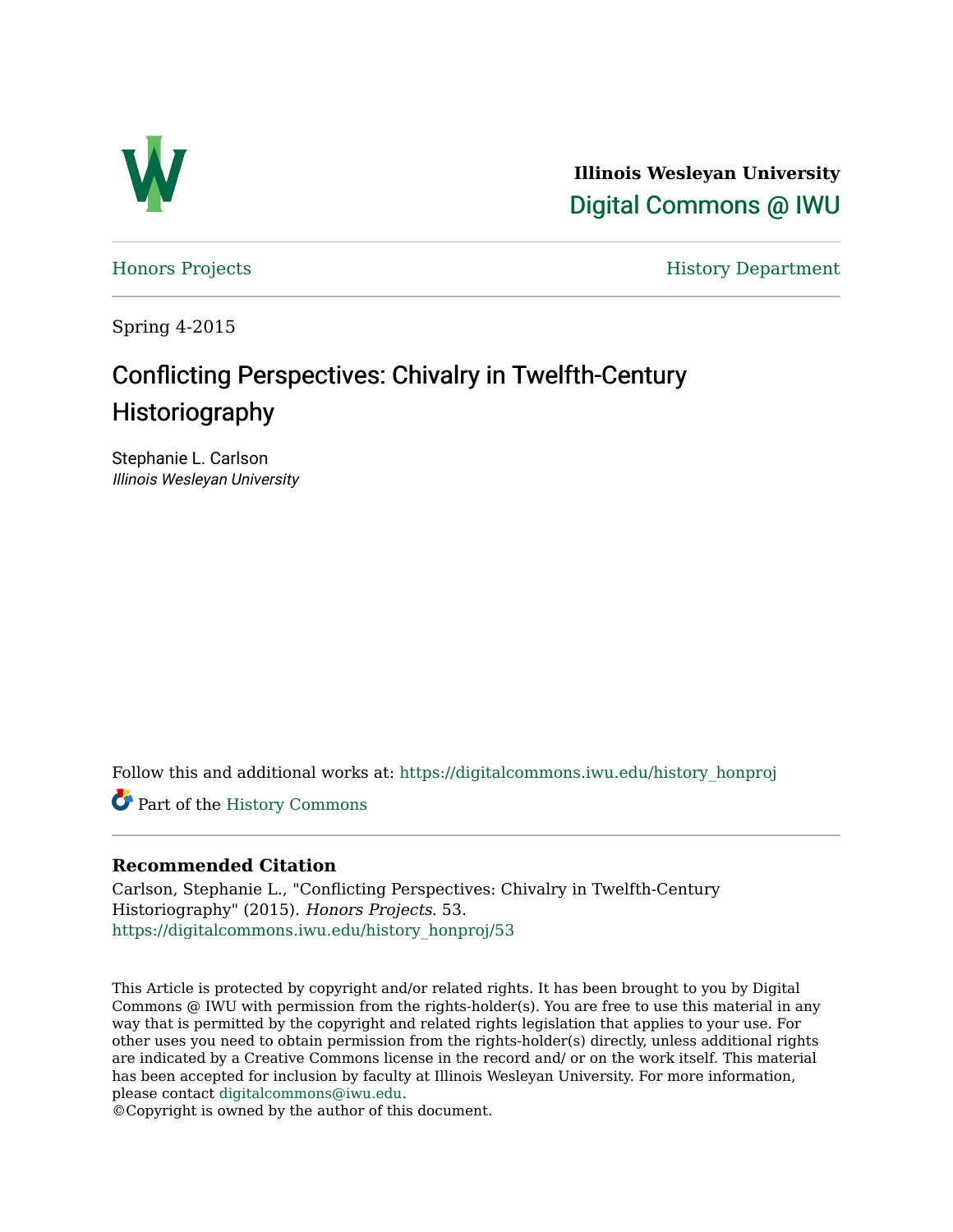**Illinois Wesleyan University**

Digital Commons @ IWU

Honors Projects

History Department

Spring 4-2015

# Conflicting Perspectives: Chivalry in Twelfth-Century Historiography

Stephanie L. Carlson
*Illinois Wesleyan University*

Follow this and additional works at: https://digitalcommons.iwu.edu/history_honproj

Part of the History Commons

## Recommended Citation

Carlson, Stephanie L., "Conflicting Perspectives: Chivalry in Twelfth-Century Historiography" (2015). *Honors Projects*. 53.
https://digitalcommons.iwu.edu/history_honproj/53

This Article is protected by copyright and/or related rights. It has been brought to you by Digital Commons @ IWU with permission from the rights-holder(s). You are free to use this material in any way that is permitted by the copyright and related rights legislation that applies to your use. For other uses you need to obtain permission from the rights-holder(s) directly, unless additional rights are indicated by a Creative Commons license in the record and/ or on the work itself. This material has been accepted for inclusion by faculty at Illinois Wesleyan University. For more information, please contact digitalcommons@iwu.edu.
©Copyright is owned by the author of this document.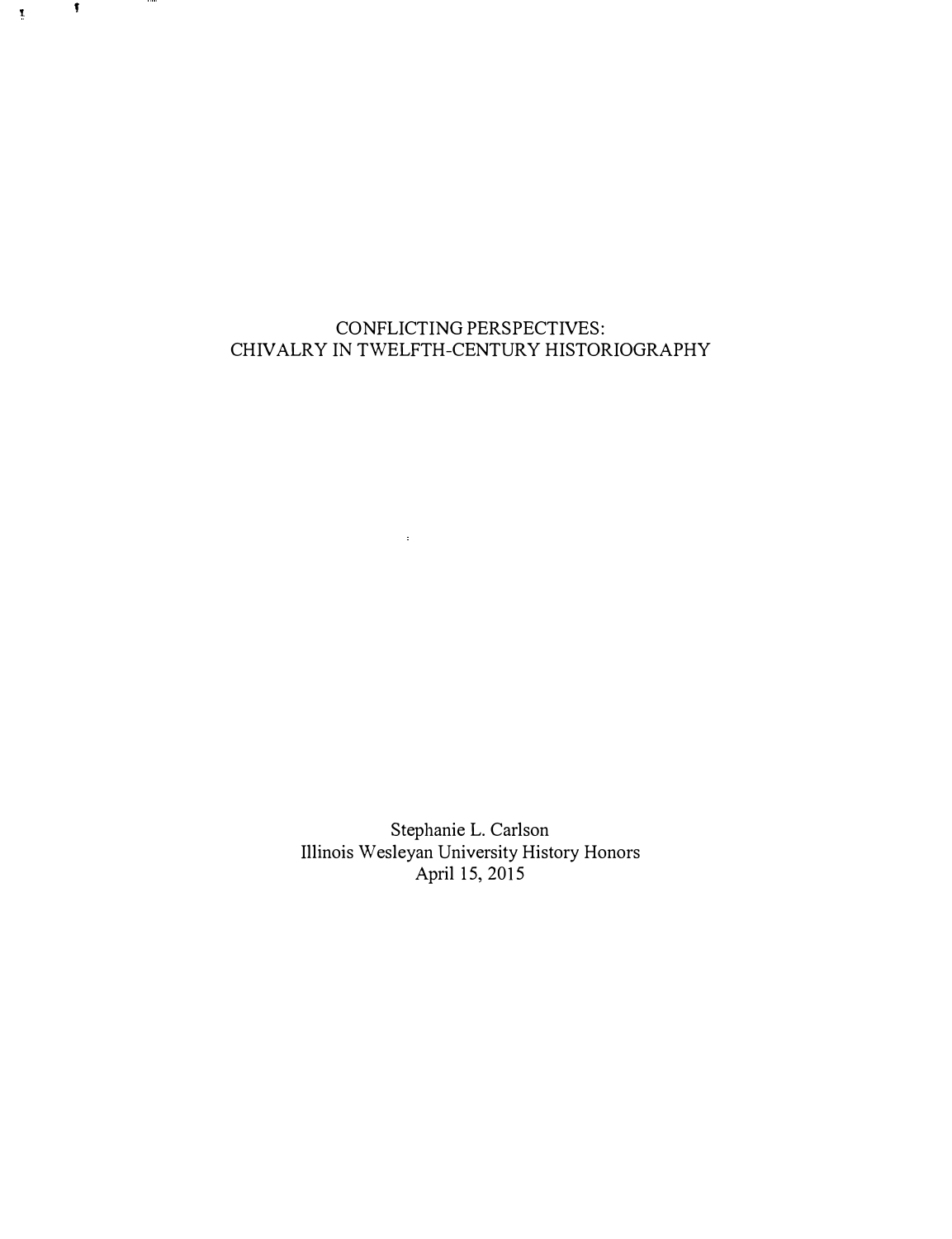# CONFLICTING PERSPECTIVES:
# CHIVALRY IN TWELFTH-CENTURY HISTORIOGRAPHY

Stephanie L. Carlson
Illinois Wesleyan University History Honors
April 15, 2015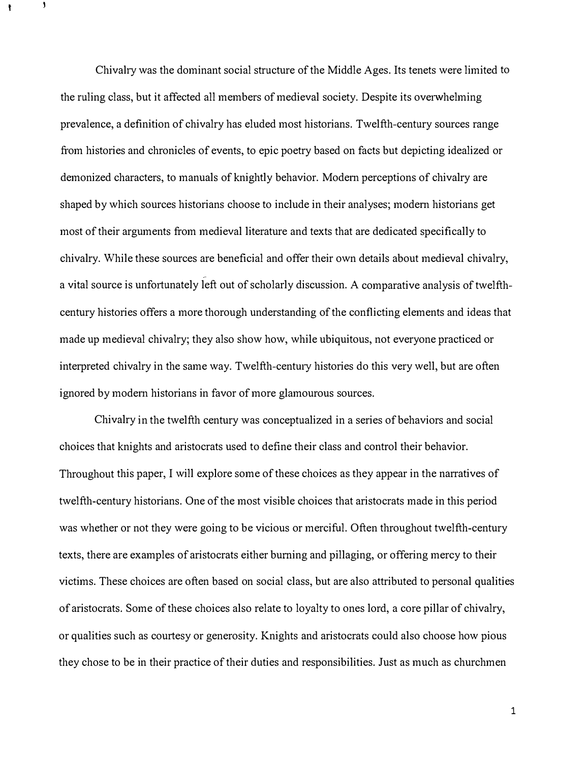Chivalry was the dominant social structure of the Middle Ages. Its tenets were limited to the ruling class, but it affected all members of medieval society. Despite its overwhelming prevalence, a definition of chivalry has eluded most historians. Twelfth-century sources range from histories and chronicles of events, to epic poetry based on facts but depicting idealized or demonized characters, to manuals of knightly behavior. Modern perceptions of chivalry are shaped by which sources historians choose to include in their analyses; modern historians get most of their arguments from medieval literature and texts that are dedicated specifically to chivalry. While these sources are beneficial and offer their own details about medieval chivalry, a vital source is unfortunately left out of scholarly discussion. A comparative analysis of twelfth-century histories offers a more thorough understanding of the conflicting elements and ideas that made up medieval chivalry; they also show how, while ubiquitous, not everyone practiced or interpreted chivalry in the same way. Twelfth-century histories do this very well, but are often ignored by modern historians in favor of more glamourous sources.

Chivalry in the twelfth century was conceptualized in a series of behaviors and social choices that knights and aristocrats used to define their class and control their behavior. Throughout this paper, I will explore some of these choices as they appear in the narratives of twelfth-century historians. One of the most visible choices that aristocrats made in this period was whether or not they were going to be vicious or merciful. Often throughout twelfth-century texts, there are examples of aristocrats either burning and pillaging, or offering mercy to their victims. These choices are often based on social class, but are also attributed to personal qualities of aristocrats. Some of these choices also relate to loyalty to ones lord, a core pillar of chivalry, or qualities such as courtesy or generosity. Knights and aristocrats could also choose how pious they chose to be in their practice of their duties and responsibilities. Just as much as churchmen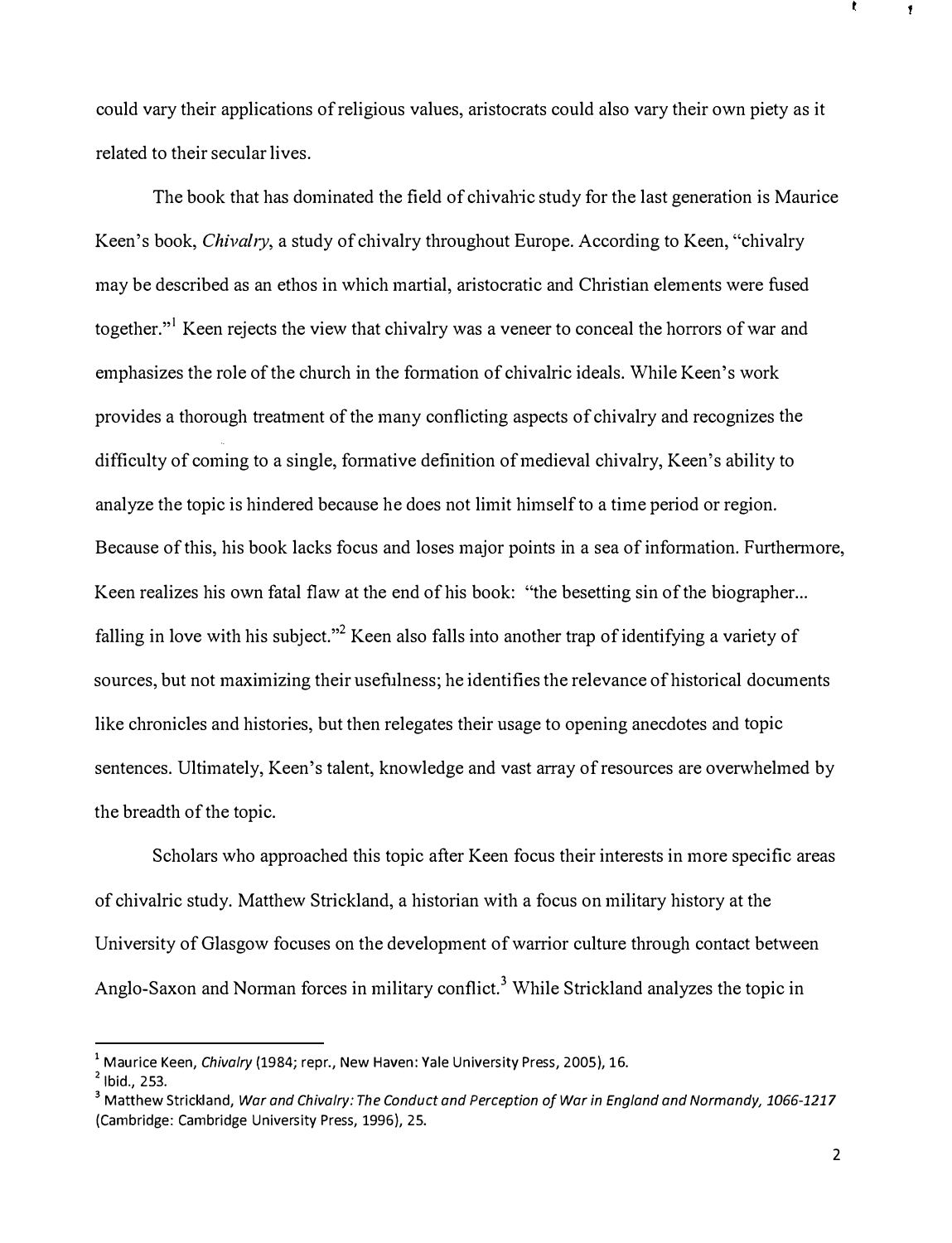could vary their applications of religious values, aristocrats could also vary their own piety as it related to their secular lives.

The book that has dominated the field of chivalric study for the last generation is Maurice Keen's book, *Chivalry*, a study of chivalry throughout Europe. According to Keen, "chivalry may be described as an ethos in which martial, aristocratic and Christian elements were fused together."[1] Keen rejects the view that chivalry was a veneer to conceal the horrors of war and emphasizes the role of the church in the formation of chivalric ideals. While Keen's work provides a thorough treatment of the many conflicting aspects of chivalry and recognizes the difficulty of coming to a single, formative definition of medieval chivalry, Keen's ability to analyze the topic is hindered because he does not limit himself to a time period or region. Because of this, his book lacks focus and loses major points in a sea of information. Furthermore, Keen realizes his own fatal flaw at the end of his book: "the besetting sin of the biographer... falling in love with his subject."[2] Keen also falls into another trap of identifying a variety of sources, but not maximizing their usefulness; he identifies the relevance of historical documents like chronicles and histories, but then relegates their usage to opening anecdotes and topic sentences. Ultimately, Keen's talent, knowledge and vast array of resources are overwhelmed by the breadth of the topic.

Scholars who approached this topic after Keen focus their interests in more specific areas of chivalric study. Matthew Strickland, a historian with a focus on military history at the University of Glasgow focuses on the development of warrior culture through contact between Anglo-Saxon and Norman forces in military conflict.[3] While Strickland analyzes the topic in

---

[1] Maurice Keen, *Chivalry* (1984; repr., New Haven: Yale University Press, 2005), 16.

[2] Ibid., 253.

[3] Matthew Strickland, *War and Chivalry: The Conduct and Perception of War in England and Normandy, 1066-1217* (Cambridge: Cambridge University Press, 1996), 25.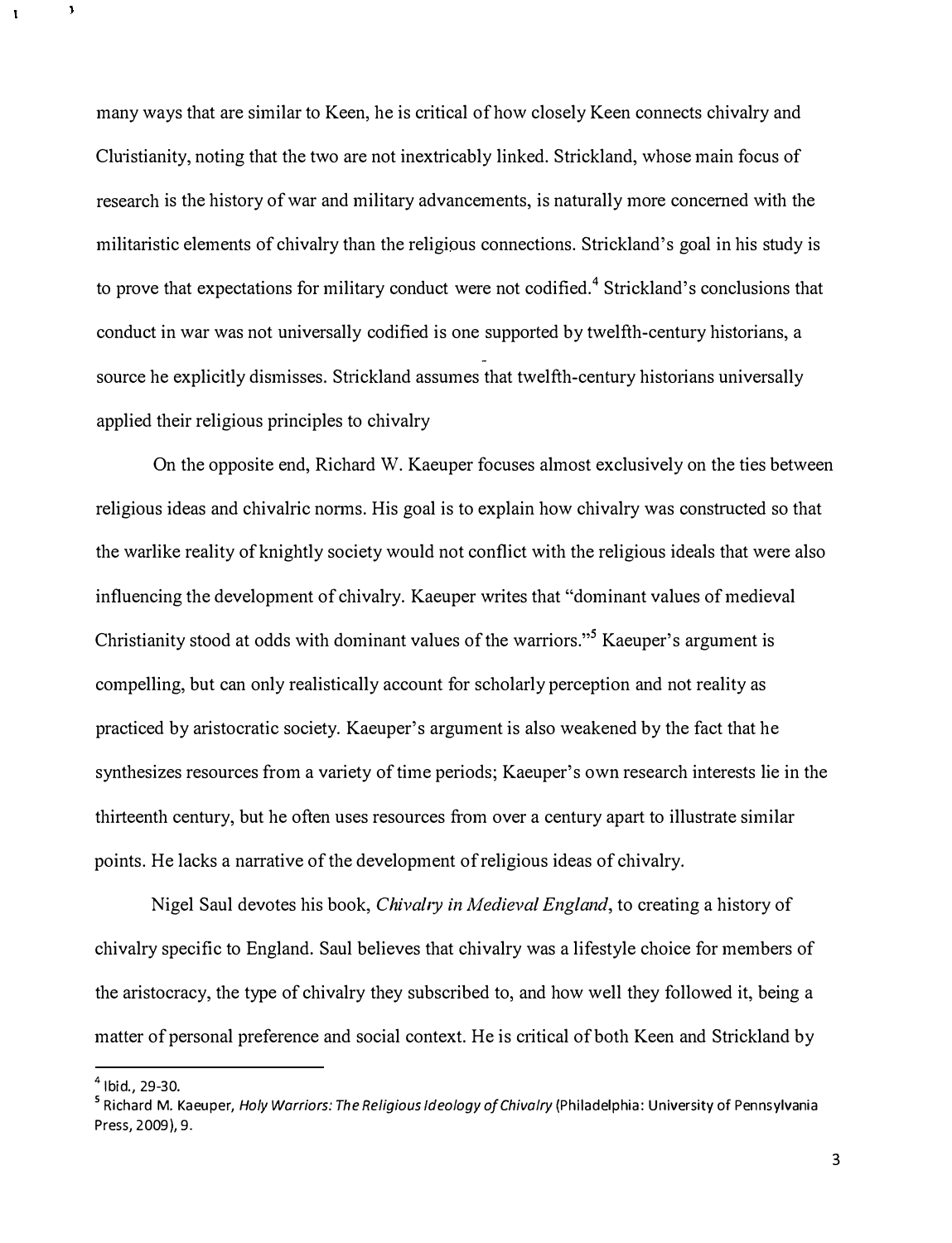many ways that are similar to Keen, he is critical of how closely Keen connects chivalry and Christianity, noting that the two are not inextricably linked. Strickland, whose main focus of research is the history of war and military advancements, is naturally more concerned with the militaristic elements of chivalry than the religious connections. Strickland's goal in his study is to prove that expectations for military conduct were not codified.[4] Strickland's conclusions that conduct in war was not universally codified is one supported by twelfth-century historians, a source he explicitly dismisses. Strickland assumes that twelfth-century historians universally applied their religious principles to chivalry

On the opposite end, Richard W. Kaeuper focuses almost exclusively on the ties between religious ideas and chivalric norms. His goal is to explain how chivalry was constructed so that the warlike reality of knightly society would not conflict with the religious ideals that were also influencing the development of chivalry. Kaeuper writes that "dominant values of medieval Christianity stood at odds with dominant values of the warriors."[5] Kaeuper's argument is compelling, but can only realistically account for scholarly perception and not reality as practiced by aristocratic society. Kaeuper's argument is also weakened by the fact that he synthesizes resources from a variety of time periods; Kaeuper's own research interests lie in the thirteenth century, but he often uses resources from over a century apart to illustrate similar points. He lacks a narrative of the development of religious ideas of chivalry.

Nigel Saul devotes his book, *Chivalry in Medieval England*, to creating a history of chivalry specific to England. Saul believes that chivalry was a lifestyle choice for members of the aristocracy, the type of chivalry they subscribed to, and how well they followed it, being a matter of personal preference and social context. He is critical of both Keen and Strickland by

---

[4] Ibid., 29-30.

[5] Richard M. Kaeuper, *Holy Warriors: The Religious Ideology of Chivalry* (Philadelphia: University of Pennsylvania Press, 2009), 9.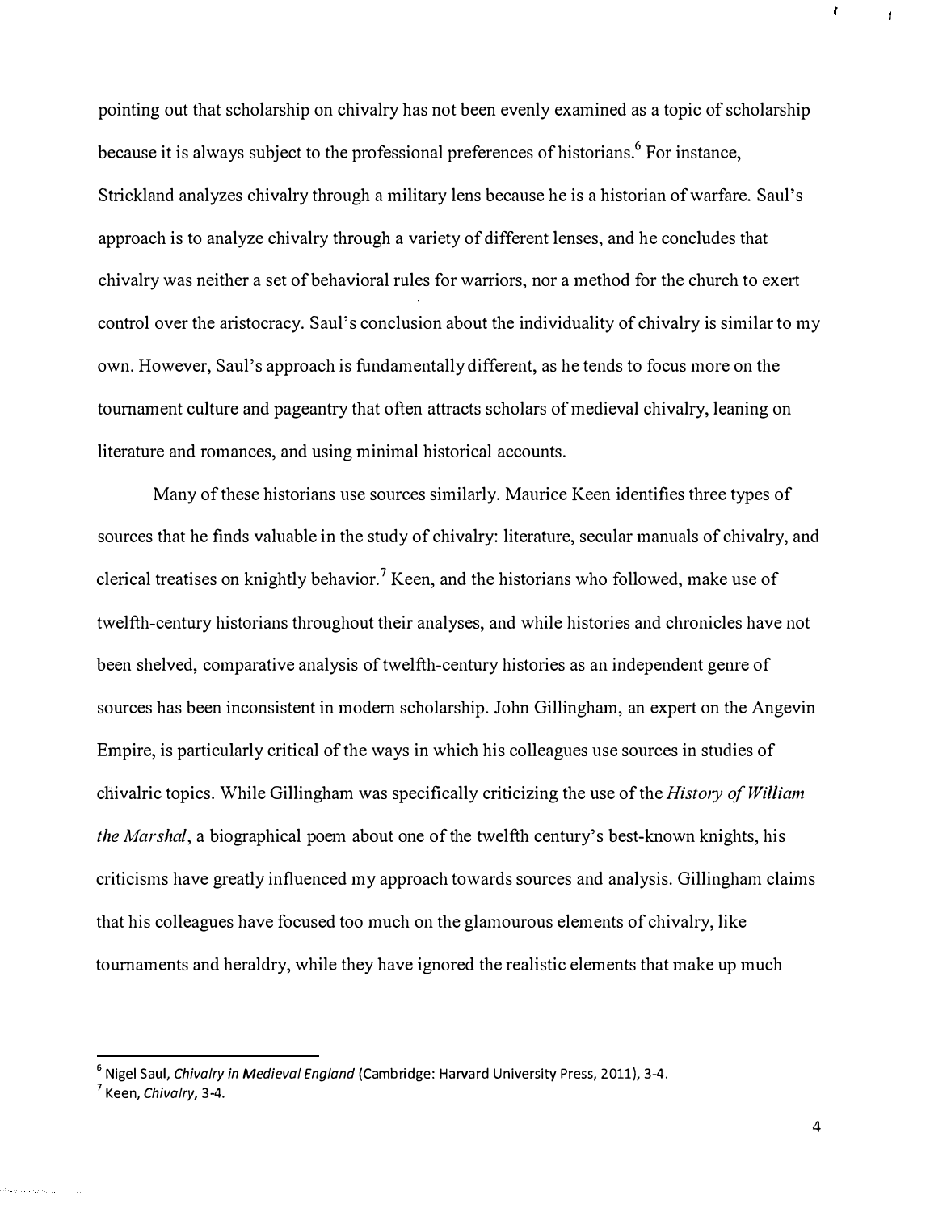pointing out that scholarship on chivalry has not been evenly examined as a topic of scholarship because it is always subject to the professional preferences of historians.[6] For instance, Strickland analyzes chivalry through a military lens because he is a historian of warfare. Saul's approach is to analyze chivalry through a variety of different lenses, and he concludes that chivalry was neither a set of behavioral rules for warriors, nor a method for the church to exert control over the aristocracy. Saul's conclusion about the individuality of chivalry is similar to my own. However, Saul's approach is fundamentally different, as he tends to focus more on the tournament culture and pageantry that often attracts scholars of medieval chivalry, leaning on literature and romances, and using minimal historical accounts.

Many of these historians use sources similarly. Maurice Keen identifies three types of sources that he finds valuable in the study of chivalry: literature, secular manuals of chivalry, and clerical treatises on knightly behavior.[7] Keen, and the historians who followed, make use of twelfth-century historians throughout their analyses, and while histories and chronicles have not been shelved, comparative analysis of twelfth-century histories as an independent genre of sources has been inconsistent in modern scholarship. John Gillingham, an expert on the Angevin Empire, is particularly critical of the ways in which his colleagues use sources in studies of chivalric topics. While Gillingham was specifically criticizing the use of the *History of William the Marshal*, a biographical poem about one of the twelfth century's best-known knights, his criticisms have greatly influenced my approach towards sources and analysis. Gillingham claims that his colleagues have focused too much on the glamourous elements of chivalry, like tournaments and heraldry, while they have ignored the realistic elements that make up much

---

[6] Nigel Saul, *Chivalry in Medieval England* (Cambridge: Harvard University Press, 2011), 3-4.

[7] Keen, *Chivalry*, 3-4.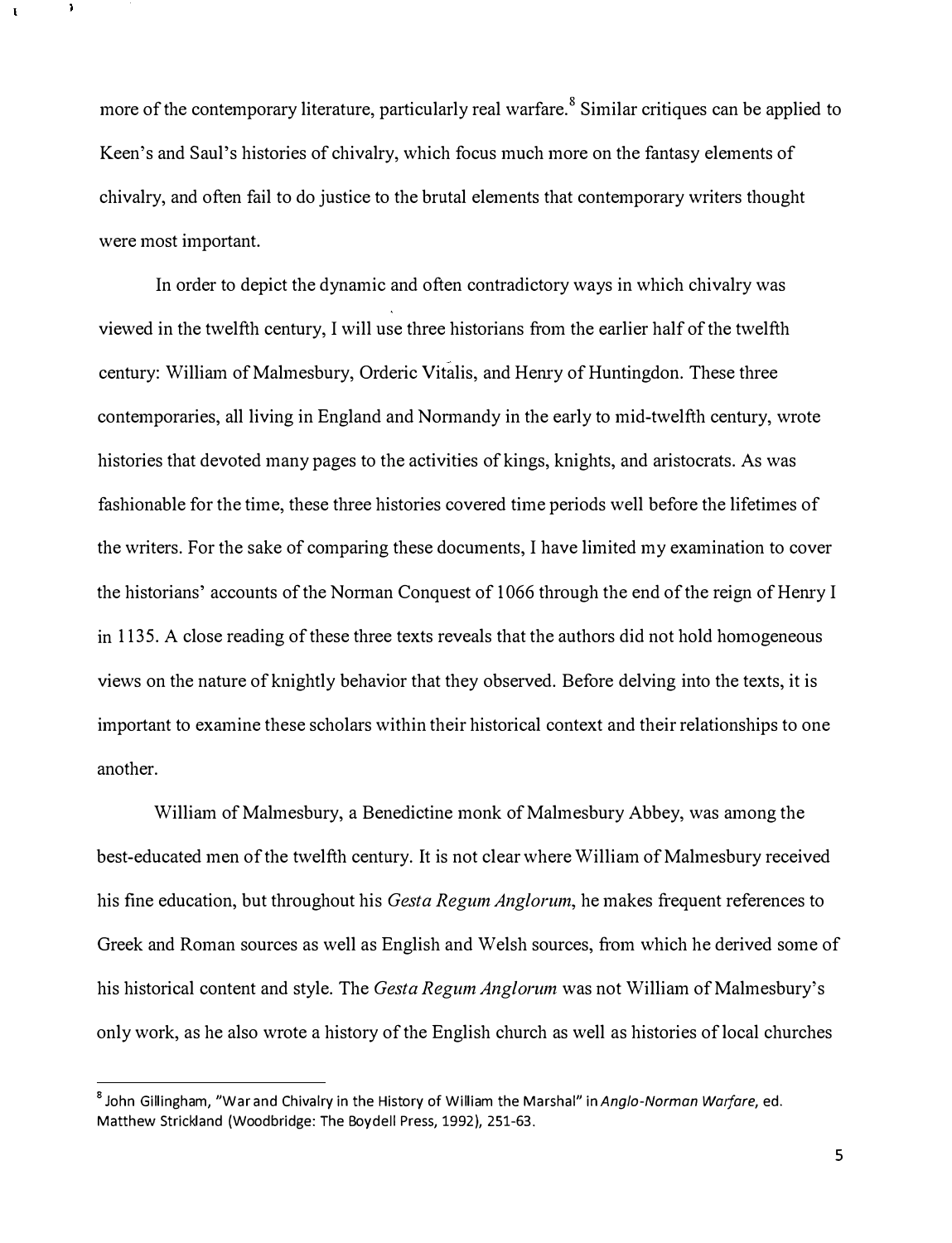more of the contemporary literature, particularly real warfare.[8] Similar critiques can be applied to Keen's and Saul's histories of chivalry, which focus much more on the fantasy elements of chivalry, and often fail to do justice to the brutal elements that contemporary writers thought were most important.

In order to depict the dynamic and often contradictory ways in which chivalry was viewed in the twelfth century, I will use three historians from the earlier half of the twelfth century: William of Malmesbury, Orderic Vitalis, and Henry of Huntingdon. These three contemporaries, all living in England and Normandy in the early to mid-twelfth century, wrote histories that devoted many pages to the activities of kings, knights, and aristocrats. As was fashionable for the time, these three histories covered time periods well before the lifetimes of the writers. For the sake of comparing these documents, I have limited my examination to cover the historians' accounts of the Norman Conquest of 1066 through the end of the reign of Henry I in 1135. A close reading of these three texts reveals that the authors did not hold homogeneous views on the nature of knightly behavior that they observed. Before delving into the texts, it is important to examine these scholars within their historical context and their relationships to one another.

William of Malmesbury, a Benedictine monk of Malmesbury Abbey, was among the best-educated men of the twelfth century. It is not clear where William of Malmesbury received his fine education, but throughout his *Gesta Regum Anglorum*, he makes frequent references to Greek and Roman sources as well as English and Welsh sources, from which he derived some of his historical content and style. The *Gesta Regum Anglorum* was not William of Malmesbury's only work, as he also wrote a history of the English church as well as histories of local churches

---

[8] John Gillingham, "War and Chivalry in the History of William the Marshal" in *Anglo-Norman Warfare*, ed. Matthew Strickland (Woodbridge: The Boydell Press, 1992), 251-63.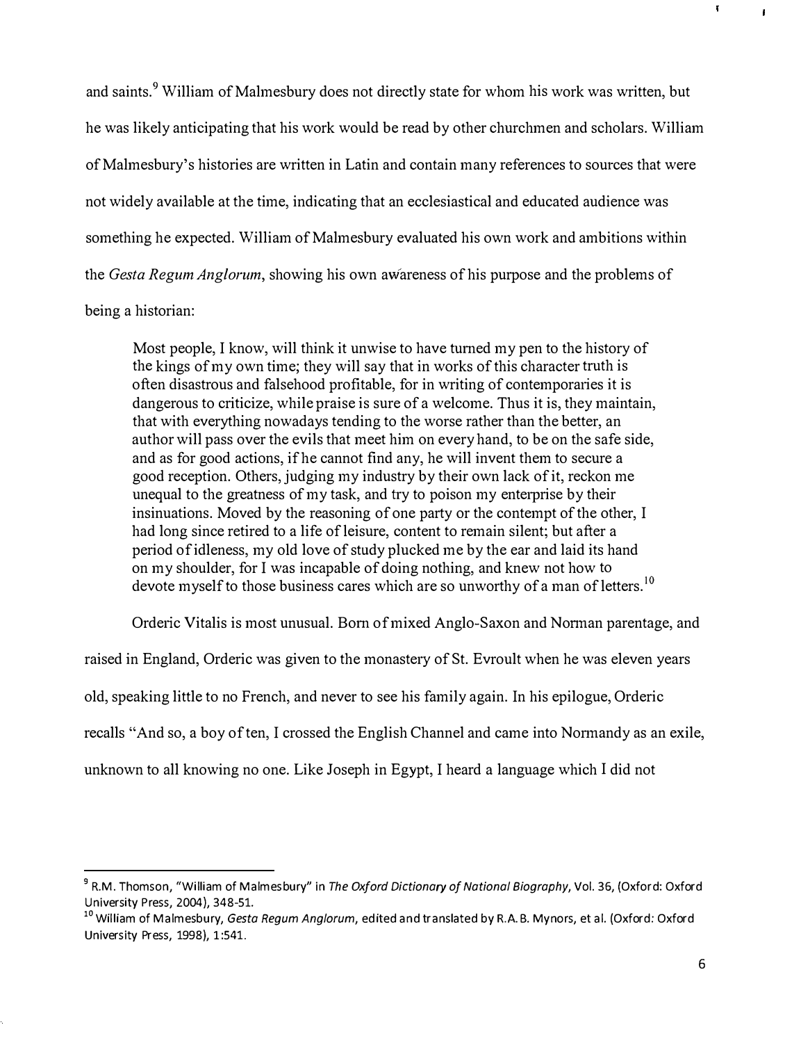and saints.[9] William of Malmesbury does not directly state for whom his work was written, but he was likely anticipating that his work would be read by other churchmen and scholars. William of Malmesbury's histories are written in Latin and contain many references to sources that were not widely available at the time, indicating that an ecclesiastical and educated audience was something he expected. William of Malmesbury evaluated his own work and ambitions within the *Gesta Regum Anglorum*, showing his own awareness of his purpose and the problems of being a historian:

> Most people, I know, will think it unwise to have turned my pen to the history of the kings of my own time; they will say that in works of this character truth is often disastrous and falsehood profitable, for in writing of contemporaries it is dangerous to criticize, while praise is sure of a welcome. Thus it is, they maintain, that with everything nowadays tending to the worse rather than the better, an author will pass over the evils that meet him on every hand, to be on the safe side, and as for good actions, if he cannot find any, he will invent them to secure a good reception. Others, judging my industry by their own lack of it, reckon me unequal to the greatness of my task, and try to poison my enterprise by their insinuations. Moved by the reasoning of one party or the contempt of the other, I had long since retired to a life of leisure, content to remain silent; but after a period of idleness, my old love of study plucked me by the ear and laid its hand on my shoulder, for I was incapable of doing nothing, and knew not how to devote myself to those business cares which are so unworthy of a man of letters.[10]

Orderic Vitalis is most unusual. Born of mixed Anglo-Saxon and Norman parentage, and raised in England, Orderic was given to the monastery of St. Evroult when he was eleven years old, speaking little to no French, and never to see his family again. In his epilogue, Orderic recalls "And so, a boy of ten, I crossed the English Channel and came into Normandy as an exile, unknown to all knowing no one. Like Joseph in Egypt, I heard a language which I did not

---

[9] R.M. Thomson, "William of Malmesbury" in *The Oxford Dictionary of National Biography*, Vol. 36, (Oxford: Oxford University Press, 2004), 348-51.

[10] William of Malmesbury, *Gesta Regum Anglorum*, edited and translated by R.A. B. Mynors, et al. (Oxford: Oxford University Press, 1998), 1:541.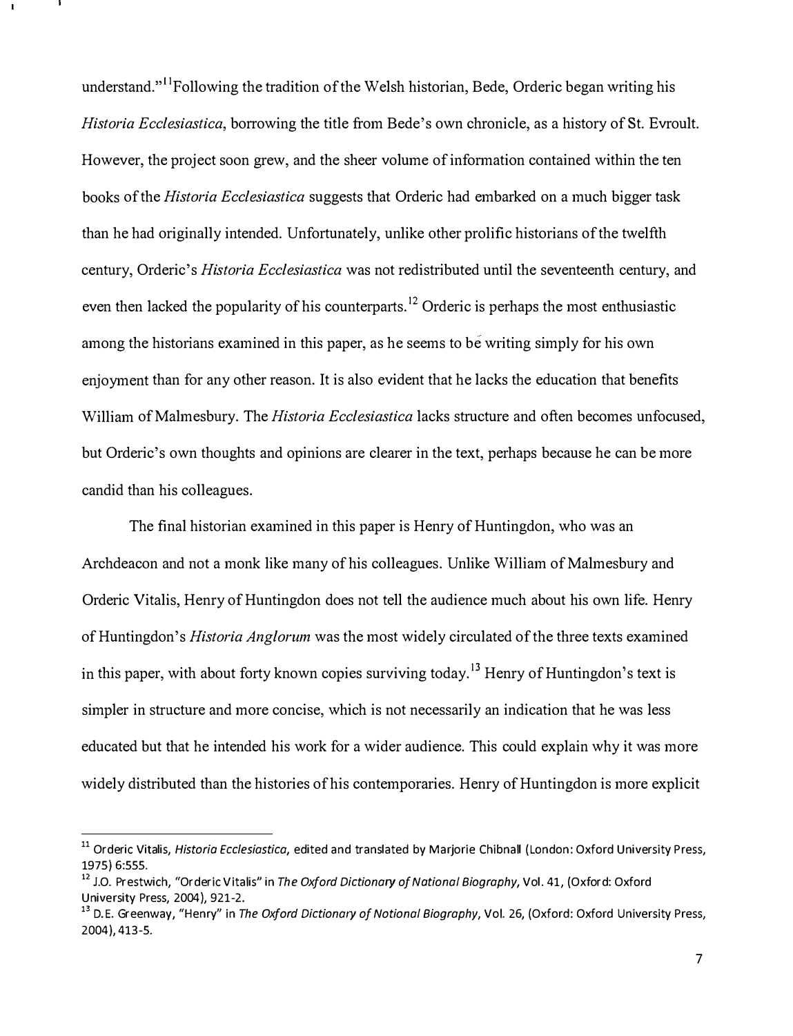understand."[11]Following the tradition of the Welsh historian, Bede, Orderic began writing his *Historia Ecclesiastica*, borrowing the title from Bede's own chronicle, as a history of St. Evroult. However, the project soon grew, and the sheer volume of information contained within the ten books of the *Historia Ecclesiastica* suggests that Orderic had embarked on a much bigger task than he had originally intended. Unfortunately, unlike other prolific historians of the twelfth century, Orderic's *Historia Ecclesiastica* was not redistributed until the seventeenth century, and even then lacked the popularity of his counterparts.[12] Orderic is perhaps the most enthusiastic among the historians examined in this paper, as he seems to be writing simply for his own enjoyment than for any other reason. It is also evident that he lacks the education that benefits William of Malmesbury. The *Historia Ecclesiastica* lacks structure and often becomes unfocused, but Orderic's own thoughts and opinions are clearer in the text, perhaps because he can be more candid than his colleagues.

The final historian examined in this paper is Henry of Huntingdon, who was an Archdeacon and not a monk like many of his colleagues. Unlike William of Malmesbury and Orderic Vitalis, Henry of Huntingdon does not tell the audience much about his own life. Henry of Huntingdon's *Historia Anglorum* was the most widely circulated of the three texts examined in this paper, with about forty known copies surviving today.[13] Henry of Huntingdon's text is simpler in structure and more concise, which is not necessarily an indication that he was less educated but that he intended his work for a wider audience. This could explain why it was more widely distributed than the histories of his contemporaries. Henry of Huntingdon is more explicit

[11] Orderic Vitalis, *Historia Ecclesiastica*, edited and translated by Marjorie Chibnall (London: Oxford University Press, 1975) 6:555.

[12] J.O. Prestwich, "Orderic Vitalis" in *The Oxford Dictionary of National Biography*, Vol. 41, (Oxford: Oxford University Press, 2004), 921-2.

[13] D.E. Greenway, "Henry" in *The Oxford Dictionary of Notional Biography*, Vol. 26, (Oxford: Oxford University Press, 2004), 413-5.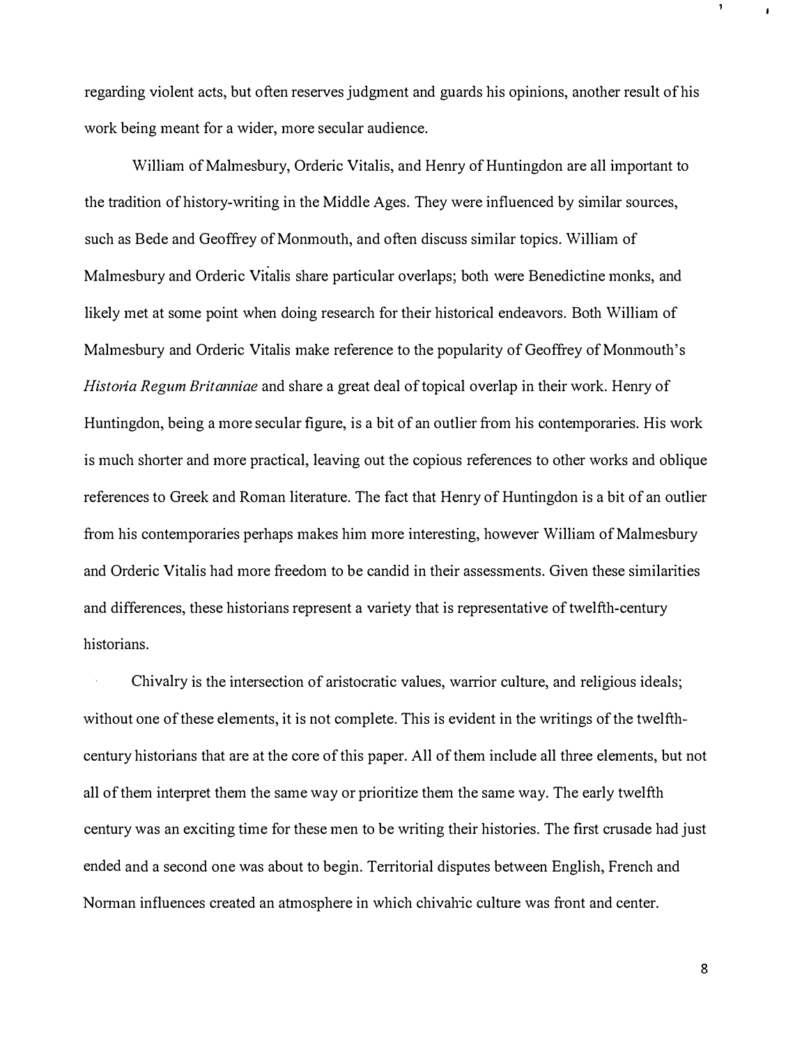regarding violent acts, but often reserves judgment and guards his opinions, another result of his work being meant for a wider, more secular audience.

William of Malmesbury, Orderic Vitalis, and Henry of Huntingdon are all important to the tradition of history-writing in the Middle Ages. They were influenced by similar sources, such as Bede and Geoffrey of Monmouth, and often discuss similar topics. William of Malmesbury and Orderic Vitalis share particular overlaps; both were Benedictine monks, and likely met at some point when doing research for their historical endeavors. Both William of Malmesbury and Orderic Vitalis make reference to the popularity of Geoffrey of Monmouth's *Historia Regum Britanniae* and share a great deal of topical overlap in their work. Henry of Huntingdon, being a more secular figure, is a bit of an outlier from his contemporaries. His work is much shorter and more practical, leaving out the copious references to other works and oblique references to Greek and Roman literature. The fact that Henry of Huntingdon is a bit of an outlier from his contemporaries perhaps makes him more interesting, however William of Malmesbury and Orderic Vitalis had more freedom to be candid in their assessments. Given these similarities and differences, these historians represent a variety that is representative of twelfth-century historians.

Chivalry is the intersection of aristocratic values, warrior culture, and religious ideals; without one of these elements, it is not complete. This is evident in the writings of the twelfth-century historians that are at the core of this paper. All of them include all three elements, but not all of them interpret them the same way or prioritize them the same way. The early twelfth century was an exciting time for these men to be writing their histories. The first crusade had just ended and a second one was about to begin. Territorial disputes between English, French and Norman influences created an atmosphere in which chivalric culture was front and center.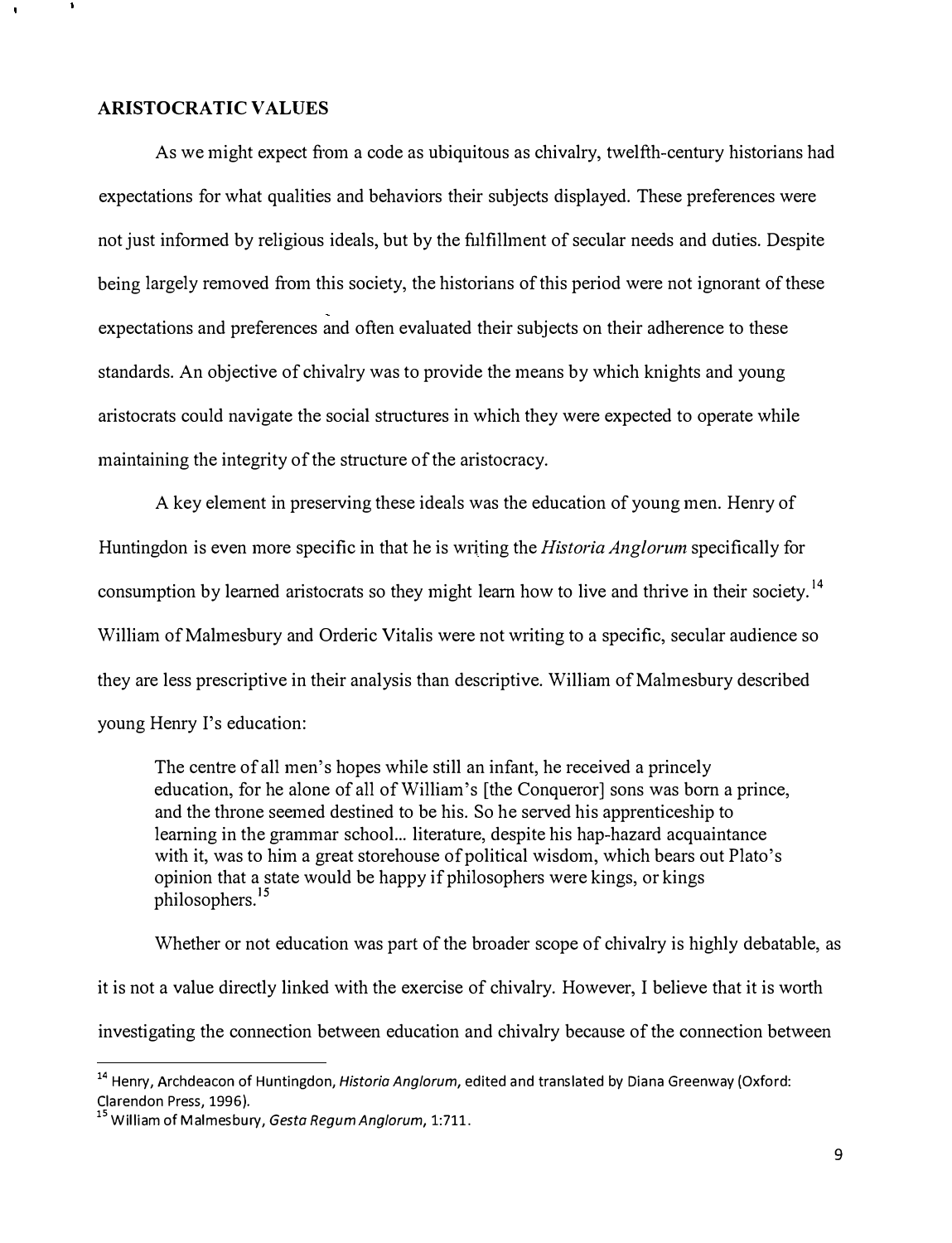## ARISTOCRATIC VALUES

As we might expect from a code as ubiquitous as chivalry, twelfth-century historians had expectations for what qualities and behaviors their subjects displayed. These preferences were not just informed by religious ideals, but by the fulfillment of secular needs and duties. Despite being largely removed from this society, the historians of this period were not ignorant of these expectations and preferences and often evaluated their subjects on their adherence to these standards. An objective of chivalry was to provide the means by which knights and young aristocrats could navigate the social structures in which they were expected to operate while maintaining the integrity of the structure of the aristocracy.

A key element in preserving these ideals was the education of young men. Henry of Huntingdon is even more specific in that he is writing the *Historia Anglorum* specifically for consumption by learned aristocrats so they might learn how to live and thrive in their society.[14] William of Malmesbury and Orderic Vitalis were not writing to a specific, secular audience so they are less prescriptive in their analysis than descriptive. William of Malmesbury described young Henry I's education:

> The centre of all men's hopes while still an infant, he received a princely education, for he alone of all of William's [the Conqueror] sons was born a prince, and the throne seemed destined to be his. So he served his apprenticeship to learning in the grammar school... literature, despite his hap-hazard acquaintance with it, was to him a great storehouse of political wisdom, which bears out Plato's opinion that a state would be happy if philosophers were kings, or kings philosophers.[15]

Whether or not education was part of the broader scope of chivalry is highly debatable, as it is not a value directly linked with the exercise of chivalry. However, I believe that it is worth investigating the connection between education and chivalry because of the connection between

---

[14] Henry, Archdeacon of Huntingdon, *Historia Anglorum*, edited and translated by Diana Greenway (Oxford: Clarendon Press, 1996).

[15] William of Malmesbury, *Gesta Regum Anglorum*, 1:711.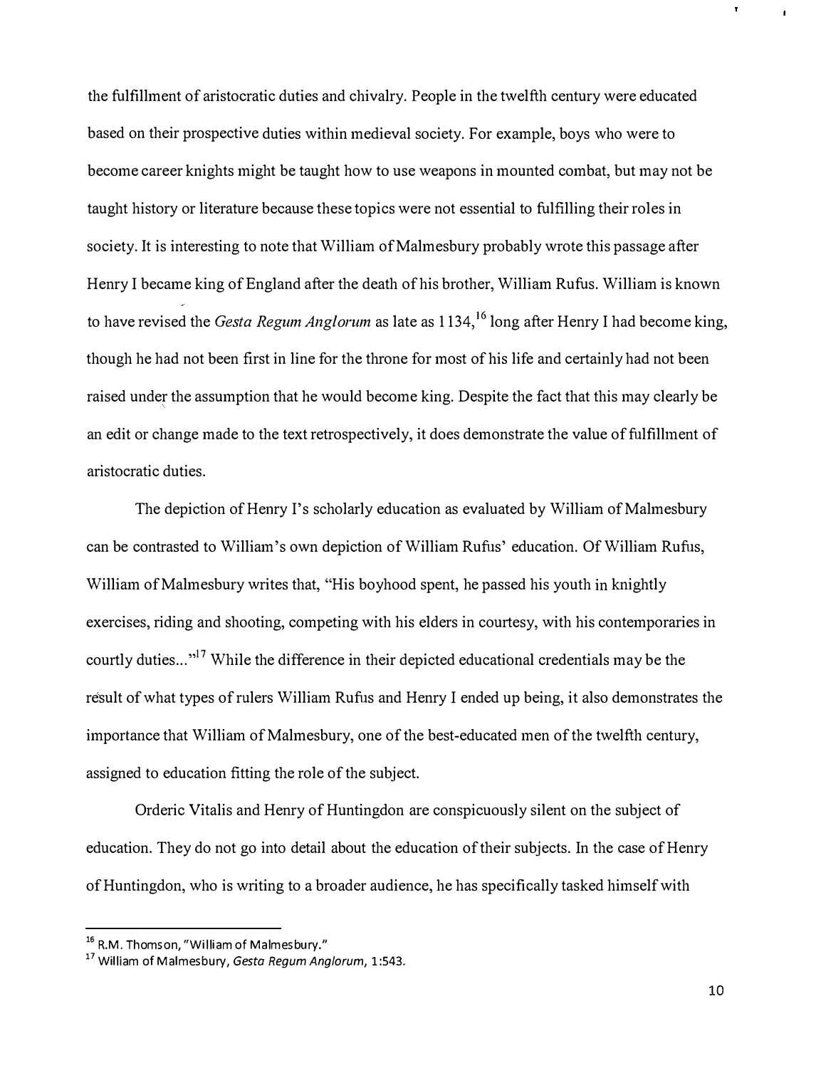the fulfillment of aristocratic duties and chivalry. People in the twelfth century were educated based on their prospective duties within medieval society. For example, boys who were to become career knights might be taught how to use weapons in mounted combat, but may not be taught history or literature because these topics were not essential to fulfilling their roles in society. It is interesting to note that William of Malmesbury probably wrote this passage after Henry I became king of England after the death of his brother, William Rufus. William is known to have revised the *Gesta Regum Anglorum* as late as 1134,[16] long after Henry I had become king, though he had not been first in line for the throne for most of his life and certainly had not been raised under the assumption that he would become king. Despite the fact that this may clearly be an edit or change made to the text retrospectively, it does demonstrate the value of fulfillment of aristocratic duties.

The depiction of Henry I's scholarly education as evaluated by William of Malmesbury can be contrasted to William's own depiction of William Rufus' education. Of William Rufus, William of Malmesbury writes that, "His boyhood spent, he passed his youth in knightly exercises, riding and shooting, competing with his elders in courtesy, with his contemporaries in courtly duties..."[17] While the difference in their depicted educational credentials may be the result of what types of rulers William Rufus and Henry I ended up being, it also demonstrates the importance that William of Malmesbury, one of the best-educated men of the twelfth century, assigned to education fitting the role of the subject.

Orderic Vitalis and Henry of Huntingdon are conspicuously silent on the subject of education. They do not go into detail about the education of their subjects. In the case of Henry of Huntingdon, who is writing to a broader audience, he has specifically tasked himself with

---

[16] R.M. Thomson, "William of Malmesbury."

[17] William of Malmesbury, *Gesta Regum Anglorum*, 1:543.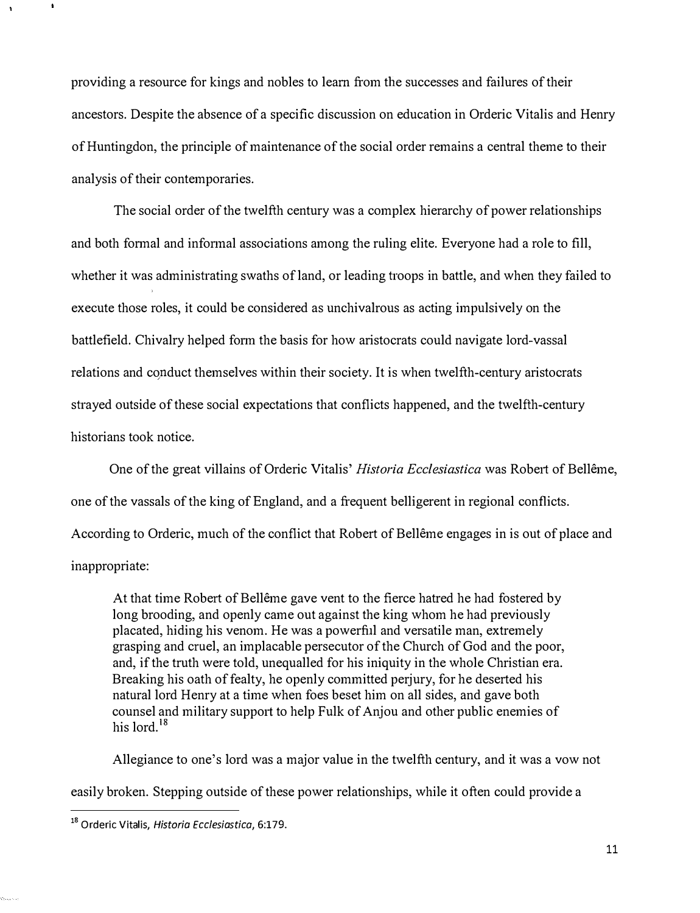providing a resource for kings and nobles to learn from the successes and failures of their ancestors. Despite the absence of a specific discussion on education in Orderic Vitalis and Henry of Huntingdon, the principle of maintenance of the social order remains a central theme to their analysis of their contemporaries.

The social order of the twelfth century was a complex hierarchy of power relationships and both formal and informal associations among the ruling elite. Everyone had a role to fill, whether it was administrating swaths of land, or leading troops in battle, and when they failed to execute those roles, it could be considered as unchivalrous as acting impulsively on the battlefield. Chivalry helped form the basis for how aristocrats could navigate lord-vassal relations and conduct themselves within their society. It is when twelfth-century aristocrats strayed outside of these social expectations that conflicts happened, and the twelfth-century historians took notice.

One of the great villains of Orderic Vitalis' *Historia Ecclesiastica* was Robert of Bellême, one of the vassals of the king of England, and a frequent belligerent in regional conflicts. According to Orderic, much of the conflict that Robert of Bellême engages in is out of place and inappropriate:

> At that time Robert of Bellême gave vent to the fierce hatred he had fostered by long brooding, and openly came out against the king whom he had previously placated, hiding his venom. He was a powerful and versatile man, extremely grasping and cruel, an implacable persecutor of the Church of God and the poor, and, if the truth were told, unequalled for his iniquity in the whole Christian era. Breaking his oath of fealty, he openly committed perjury, for he deserted his natural lord Henry at a time when foes beset him on all sides, and gave both counsel and military support to help Fulk of Anjou and other public enemies of his lord.[18]

Allegiance to one's lord was a major value in the twelfth century, and it was a vow not easily broken. Stepping outside of these power relationships, while it often could provide a

[18] Orderic Vitalis, *Historia Ecclesiastica*, 6:179.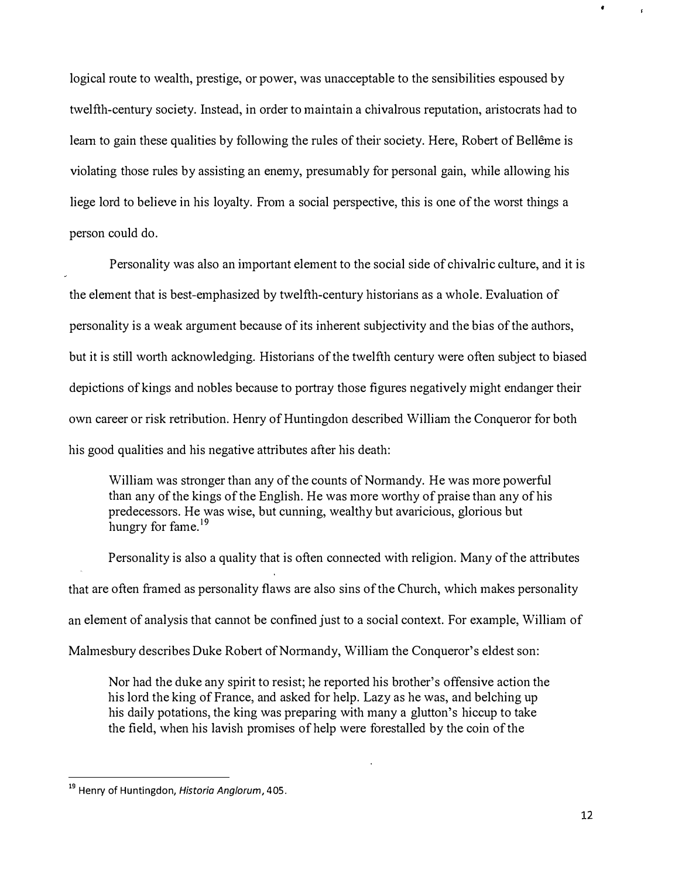logical route to wealth, prestige, or power, was unacceptable to the sensibilities espoused by twelfth-century society. Instead, in order to maintain a chivalrous reputation, aristocrats had to learn to gain these qualities by following the rules of their society. Here, Robert of Bellême is violating those rules by assisting an enemy, presumably for personal gain, while allowing his liege lord to believe in his loyalty. From a social perspective, this is one of the worst things a person could do.

Personality was also an important element to the social side of chivalric culture, and it is the element that is best-emphasized by twelfth-century historians as a whole. Evaluation of personality is a weak argument because of its inherent subjectivity and the bias of the authors, but it is still worth acknowledging. Historians of the twelfth century were often subject to biased depictions of kings and nobles because to portray those figures negatively might endanger their own career or risk retribution. Henry of Huntingdon described William the Conqueror for both his good qualities and his negative attributes after his death:

> William was stronger than any of the counts of Normandy. He was more powerful than any of the kings of the English. He was more worthy of praise than any of his predecessors. He was wise, but cunning, wealthy but avaricious, glorious but hungry for fame.[19]

Personality is also a quality that is often connected with religion. Many of the attributes that are often framed as personality flaws are also sins of the Church, which makes personality an element of analysis that cannot be confined just to a social context. For example, William of Malmesbury describes Duke Robert of Normandy, William the Conqueror's eldest son:

> Nor had the duke any spirit to resist; he reported his brother's offensive action the his lord the king of France, and asked for help. Lazy as he was, and belching up his daily potations, the king was preparing with many a glutton's hiccup to take the field, when his lavish promises of help were forestalled by the coin of the

---

[19] Henry of Huntingdon, *Historia Anglorum*, 405.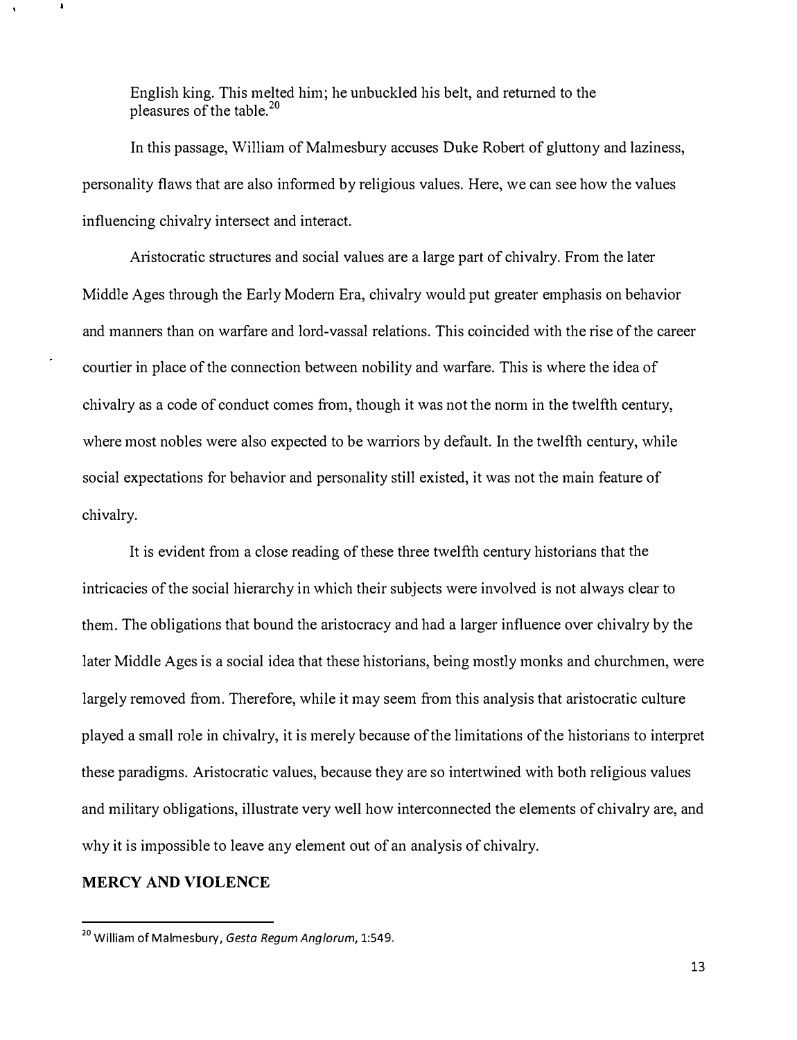English king. This melted him; he unbuckled his belt, and returned to the pleasures of the table.[20]

In this passage, William of Malmesbury accuses Duke Robert of gluttony and laziness, personality flaws that are also informed by religious values. Here, we can see how the values influencing chivalry intersect and interact.

Aristocratic structures and social values are a large part of chivalry. From the later Middle Ages through the Early Modern Era, chivalry would put greater emphasis on behavior and manners than on warfare and lord-vassal relations. This coincided with the rise of the career courtier in place of the connection between nobility and warfare. This is where the idea of chivalry as a code of conduct comes from, though it was not the norm in the twelfth century, where most nobles were also expected to be warriors by default. In the twelfth century, while social expectations for behavior and personality still existed, it was not the main feature of chivalry.

It is evident from a close reading of these three twelfth century historians that the intricacies of the social hierarchy in which their subjects were involved is not always clear to them. The obligations that bound the aristocracy and had a larger influence over chivalry by the later Middle Ages is a social idea that these historians, being mostly monks and churchmen, were largely removed from. Therefore, while it may seem from this analysis that aristocratic culture played a small role in chivalry, it is merely because of the limitations of the historians to interpret these paradigms. Aristocratic values, because they are so intertwined with both religious values and military obligations, illustrate very well how interconnected the elements of chivalry are, and why it is impossible to leave any element out of an analysis of chivalry.

## MERCY AND VIOLENCE

[20] William of Malmesbury, *Gesta Regum Anglorum*, 1:549.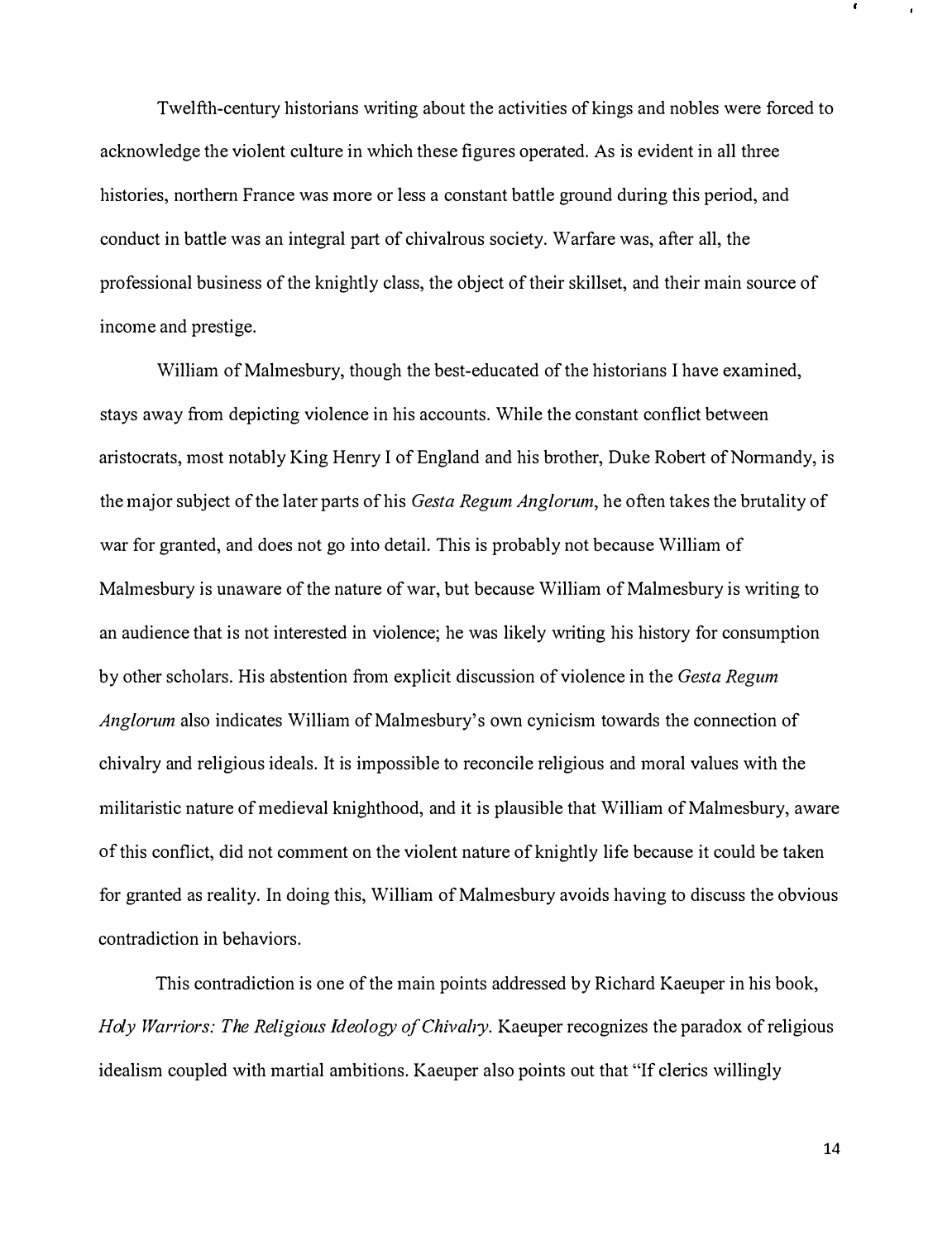Twelfth-century historians writing about the activities of kings and nobles were forced to acknowledge the violent culture in which these figures operated. As is evident in all three histories, northern France was more or less a constant battle ground during this period, and conduct in battle was an integral part of chivalrous society. Warfare was, after all, the professional business of the knightly class, the object of their skillset, and their main source of income and prestige.

William of Malmesbury, though the best-educated of the historians I have examined, stays away from depicting violence in his accounts. While the constant conflict between aristocrats, most notably King Henry I of England and his brother, Duke Robert of Normandy, is the major subject of the later parts of his *Gesta Regum Anglorum*, he often takes the brutality of war for granted, and does not go into detail. This is probably not because William of Malmesbury is unaware of the nature of war, but because William of Malmesbury is writing to an audience that is not interested in violence; he was likely writing his history for consumption by other scholars. His abstention from explicit discussion of violence in the *Gesta Regum Anglorum* also indicates William of Malmesbury's own cynicism towards the connection of chivalry and religious ideals. It is impossible to reconcile religious and moral values with the militaristic nature of medieval knighthood, and it is plausible that William of Malmesbury, aware of this conflict, did not comment on the violent nature of knightly life because it could be taken for granted as reality. In doing this, William of Malmesbury avoids having to discuss the obvious contradiction in behaviors.

This contradiction is one of the main points addressed by Richard Kaeuper in his book, *Holy Warriors: The Religious Ideology of Chivalry*. Kaeuper recognizes the paradox of religious idealism coupled with martial ambitions. Kaeuper also points out that "If clerics willingly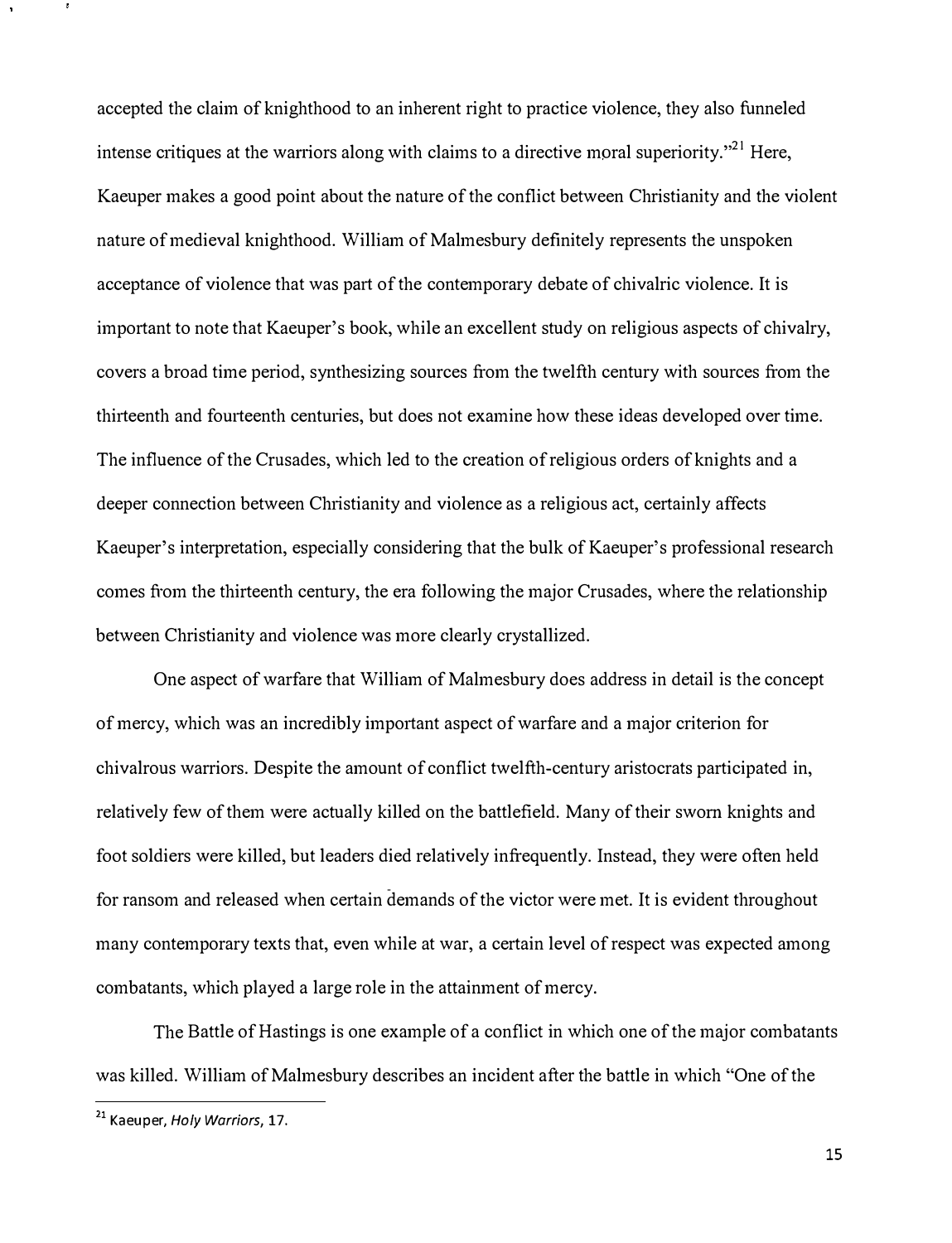accepted the claim of knighthood to an inherent right to practice violence, they also funneled intense critiques at the warriors along with claims to a directive moral superiority."[21] Here, Kaeuper makes a good point about the nature of the conflict between Christianity and the violent nature of medieval knighthood. William of Malmesbury definitely represents the unspoken acceptance of violence that was part of the contemporary debate of chivalric violence. It is important to note that Kaeuper's book, while an excellent study on religious aspects of chivalry, covers a broad time period, synthesizing sources from the twelfth century with sources from the thirteenth and fourteenth centuries, but does not examine how these ideas developed over time. The influence of the Crusades, which led to the creation of religious orders of knights and a deeper connection between Christianity and violence as a religious act, certainly affects Kaeuper's interpretation, especially considering that the bulk of Kaeuper's professional research comes from the thirteenth century, the era following the major Crusades, where the relationship between Christianity and violence was more clearly crystallized.

One aspect of warfare that William of Malmesbury does address in detail is the concept of mercy, which was an incredibly important aspect of warfare and a major criterion for chivalrous warriors. Despite the amount of conflict twelfth-century aristocrats participated in, relatively few of them were actually killed on the battlefield. Many of their sworn knights and foot soldiers were killed, but leaders died relatively infrequently. Instead, they were often held for ransom and released when certain demands of the victor were met. It is evident throughout many contemporary texts that, even while at war, a certain level of respect was expected among combatants, which played a large role in the attainment of mercy.

The Battle of Hastings is one example of a conflict in which one of the major combatants was killed. William of Malmesbury describes an incident after the battle in which "One of the

---

[21] Kaeuper, *Holy Warriors*, 17.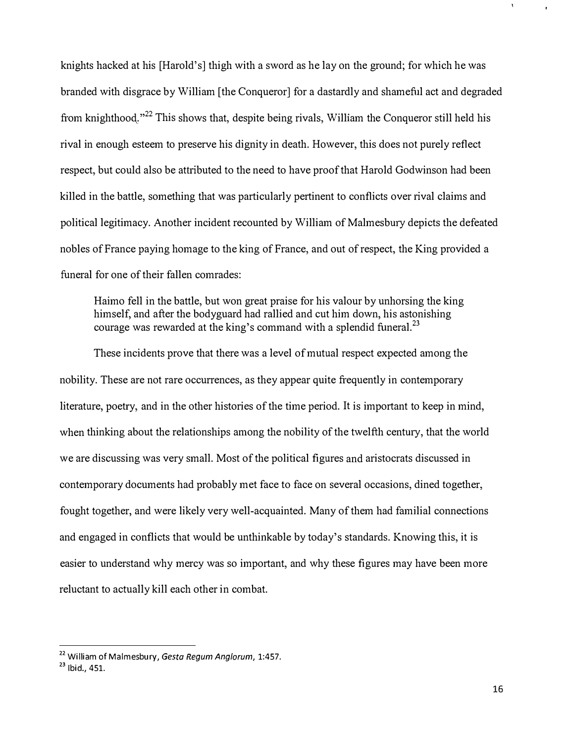knights hacked at his [Harold's] thigh with a sword as he lay on the ground; for which he was branded with disgrace by William [the Conqueror] for a dastardly and shameful act and degraded from knighthood."[22] This shows that, despite being rivals, William the Conqueror still held his rival in enough esteem to preserve his dignity in death. However, this does not purely reflect respect, but could also be attributed to the need to have proof that Harold Godwinson had been killed in the battle, something that was particularly pertinent to conflicts over rival claims and political legitimacy. Another incident recounted by William of Malmesbury depicts the defeated nobles of France paying homage to the king of France, and out of respect, the King provided a funeral for one of their fallen comrades:

> Haimo fell in the battle, but won great praise for his valour by unhorsing the king himself, and after the bodyguard had rallied and cut him down, his astonishing courage was rewarded at the king's command with a splendid funeral.[23]

These incidents prove that there was a level of mutual respect expected among the nobility. These are not rare occurrences, as they appear quite frequently in contemporary literature, poetry, and in the other histories of the time period. It is important to keep in mind, when thinking about the relationships among the nobility of the twelfth century, that the world we are discussing was very small. Most of the political figures and aristocrats discussed in contemporary documents had probably met face to face on several occasions, dined together, fought together, and were likely very well-acquainted. Many of them had familial connections and engaged in conflicts that would be unthinkable by today's standards. Knowing this, it is easier to understand why mercy was so important, and why these figures may have been more reluctant to actually kill each other in combat.

---

[22] William of Malmesbury, *Gesta Regum Anglorum*, 1:457.

[23] Ibid., 451.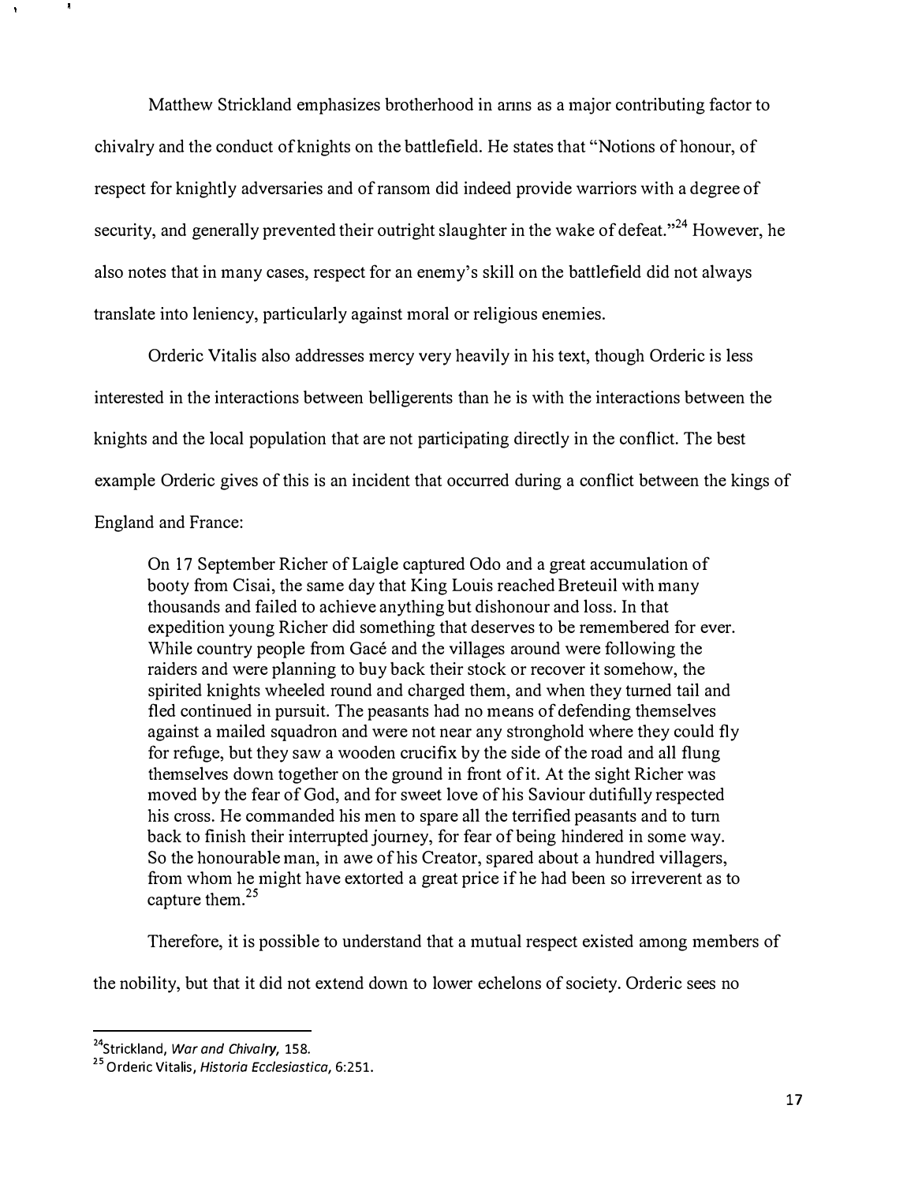Matthew Strickland emphasizes brotherhood in arms as a major contributing factor to chivalry and the conduct of knights on the battlefield. He states that "Notions of honour, of respect for knightly adversaries and of ransom did indeed provide warriors with a degree of security, and generally prevented their outright slaughter in the wake of defeat."[24] However, he also notes that in many cases, respect for an enemy's skill on the battlefield did not always translate into leniency, particularly against moral or religious enemies.

Orderic Vitalis also addresses mercy very heavily in his text, though Orderic is less interested in the interactions between belligerents than he is with the interactions between the knights and the local population that are not participating directly in the conflict. The best example Orderic gives of this is an incident that occurred during a conflict between the kings of England and France:

> On 17 September Richer of Laigle captured Odo and a great accumulation of booty from Cisai, the same day that King Louis reached Breteuil with many thousands and failed to achieve anything but dishonour and loss. In that expedition young Richer did something that deserves to be remembered for ever. While country people from Gacé and the villages around were following the raiders and were planning to buy back their stock or recover it somehow, the spirited knights wheeled round and charged them, and when they turned tail and fled continued in pursuit. The peasants had no means of defending themselves against a mailed squadron and were not near any stronghold where they could fly for refuge, but they saw a wooden crucifix by the side of the road and all flung themselves down together on the ground in front of it. At the sight Richer was moved by the fear of God, and for sweet love of his Saviour dutifully respected his cross. He commanded his men to spare all the terrified peasants and to turn back to finish their interrupted journey, for fear of being hindered in some way. So the honourable man, in awe of his Creator, spared about a hundred villagers, from whom he might have extorted a great price if he had been so irreverent as to capture them.[25]

Therefore, it is possible to understand that a mutual respect existed among members of the nobility, but that it did not extend down to lower echelons of society. Orderic sees no

---

[24] Strickland, *War and Chivalry*, 158.

[25] Orderic Vitalis, *Historia Ecclesiastica*, 6:251.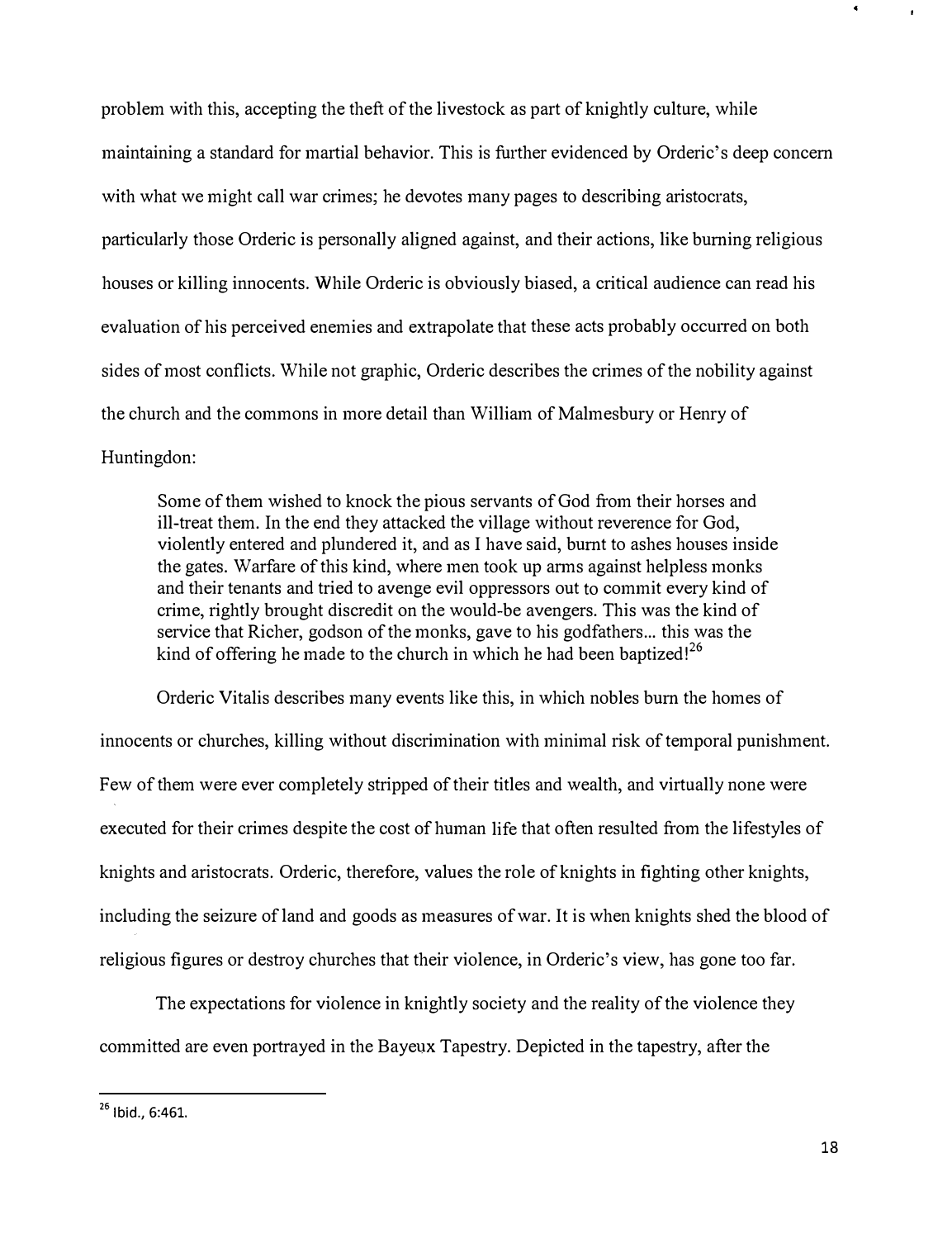problem with this, accepting the theft of the livestock as part of knightly culture, while maintaining a standard for martial behavior. This is further evidenced by Orderic's deep concern with what we might call war crimes; he devotes many pages to describing aristocrats, particularly those Orderic is personally aligned against, and their actions, like burning religious houses or killing innocents. While Orderic is obviously biased, a critical audience can read his evaluation of his perceived enemies and extrapolate that these acts probably occurred on both sides of most conflicts. While not graphic, Orderic describes the crimes of the nobility against the church and the commons in more detail than William of Malmesbury or Henry of Huntingdon:

> Some of them wished to knock the pious servants of God from their horses and ill-treat them. In the end they attacked the village without reverence for God, violently entered and plundered it, and as I have said, burnt to ashes houses inside the gates. Warfare of this kind, where men took up arms against helpless monks and their tenants and tried to avenge evil oppressors out to commit every kind of crime, rightly brought discredit on the would-be avengers. This was the kind of service that Richer, godson of the monks, gave to his godfathers... this was the kind of offering he made to the church in which he had been baptized![26]

Orderic Vitalis describes many events like this, in which nobles burn the homes of innocents or churches, killing without discrimination with minimal risk of temporal punishment. Few of them were ever completely stripped of their titles and wealth, and virtually none were executed for their crimes despite the cost of human life that often resulted from the lifestyles of knights and aristocrats. Orderic, therefore, values the role of knights in fighting other knights, including the seizure of land and goods as measures of war. It is when knights shed the blood of religious figures or destroy churches that their violence, in Orderic's view, has gone too far.

The expectations for violence in knightly society and the reality of the violence they committed are even portrayed in the Bayeux Tapestry. Depicted in the tapestry, after the

---

[26] Ibid., 6:461.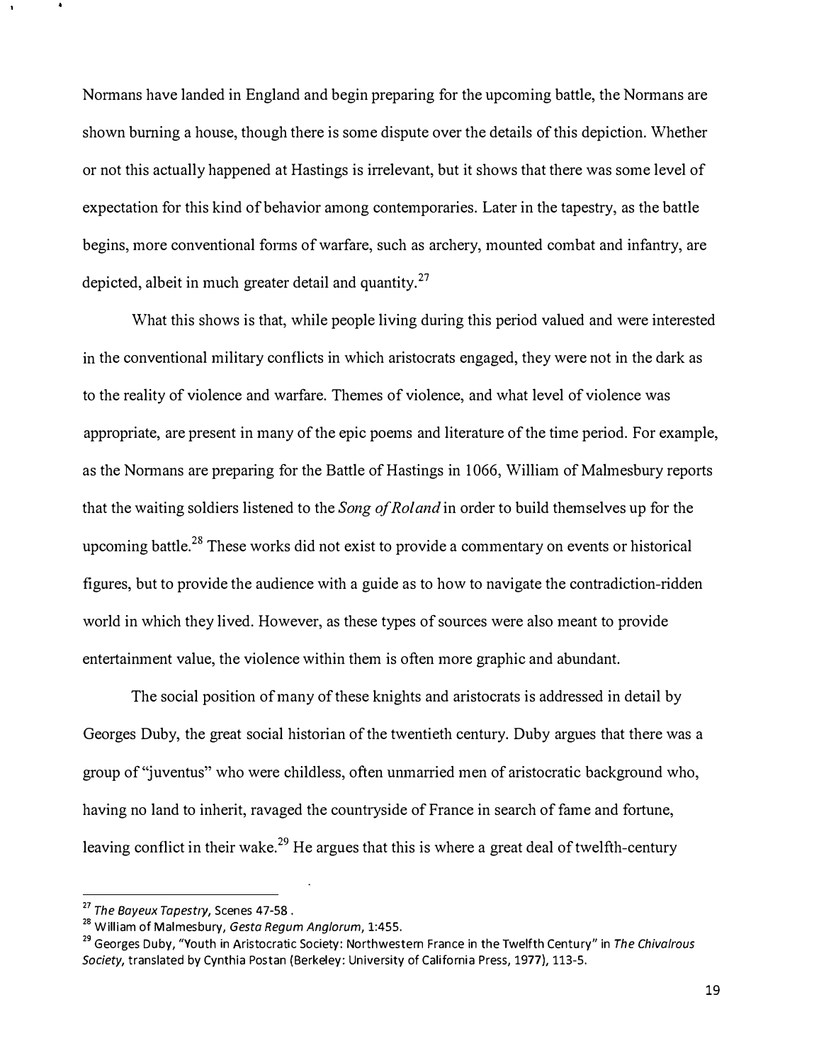Normans have landed in England and begin preparing for the upcoming battle, the Normans are shown burning a house, though there is some dispute over the details of this depiction. Whether or not this actually happened at Hastings is irrelevant, but it shows that there was some level of expectation for this kind of behavior among contemporaries. Later in the tapestry, as the battle begins, more conventional forms of warfare, such as archery, mounted combat and infantry, are depicted, albeit in much greater detail and quantity.[27]

What this shows is that, while people living during this period valued and were interested in the conventional military conflicts in which aristocrats engaged, they were not in the dark as to the reality of violence and warfare. Themes of violence, and what level of violence was appropriate, are present in many of the epic poems and literature of the time period. For example, as the Normans are preparing for the Battle of Hastings in 1066, William of Malmesbury reports that the waiting soldiers listened to the *Song of Roland* in order to build themselves up for the upcoming battle.[28] These works did not exist to provide a commentary on events or historical figures, but to provide the audience with a guide as to how to navigate the contradiction-ridden world in which they lived. However, as these types of sources were also meant to provide entertainment value, the violence within them is often more graphic and abundant.

The social position of many of these knights and aristocrats is addressed in detail by Georges Duby, the great social historian of the twentieth century. Duby argues that there was a group of "juventus" who were childless, often unmarried men of aristocratic background who, having no land to inherit, ravaged the countryside of France in search of fame and fortune, leaving conflict in their wake.[29] He argues that this is where a great deal of twelfth-century

---

[27] *The Bayeux Tapestry*, Scenes 47-58 .

[28] William of Malmesbury, *Gesta Regum Anglorum*, 1:455.

[29] Georges Duby, "Youth in Aristocratic Society: Northwestern France in the Twelfth Century" in *The Chivalrous Society*, translated by Cynthia Postan (Berkeley: University of California Press, 1977), 113-5.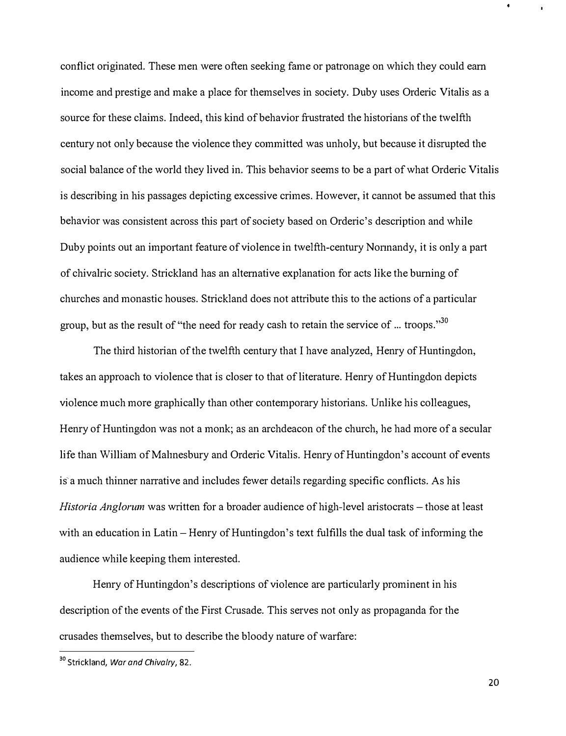conflict originated. These men were often seeking fame or patronage on which they could earn income and prestige and make a place for themselves in society. Duby uses Orderic Vitalis as a source for these claims. Indeed, this kind of behavior frustrated the historians of the twelfth century not only because the violence they committed was unholy, but because it disrupted the social balance of the world they lived in. This behavior seems to be a part of what Orderic Vitalis is describing in his passages depicting excessive crimes. However, it cannot be assumed that this behavior was consistent across this part of society based on Orderic's description and while Duby points out an important feature of violence in twelfth-century Normandy, it is only a part of chivalric society. Strickland has an alternative explanation for acts like the burning of churches and monastic houses. Strickland does not attribute this to the actions of a particular group, but as the result of "the need for ready cash to retain the service of ... troops."[30]

The third historian of the twelfth century that I have analyzed, Henry of Huntingdon, takes an approach to violence that is closer to that of literature. Henry of Huntingdon depicts violence much more graphically than other contemporary historians. Unlike his colleagues, Henry of Huntingdon was not a monk; as an archdeacon of the church, he had more of a secular life than William of Malmesbury and Orderic Vitalis. Henry of Huntingdon's account of events is a much thinner narrative and includes fewer details regarding specific conflicts. As his *Historia Anglorum* was written for a broader audience of high-level aristocrats – those at least with an education in Latin – Henry of Huntingdon's text fulfills the dual task of informing the audience while keeping them interested.

Henry of Huntingdon's descriptions of violence are particularly prominent in his description of the events of the First Crusade. This serves not only as propaganda for the crusades themselves, but to describe the bloody nature of warfare:

---

[30] Strickland, *War and Chivalry*, 82.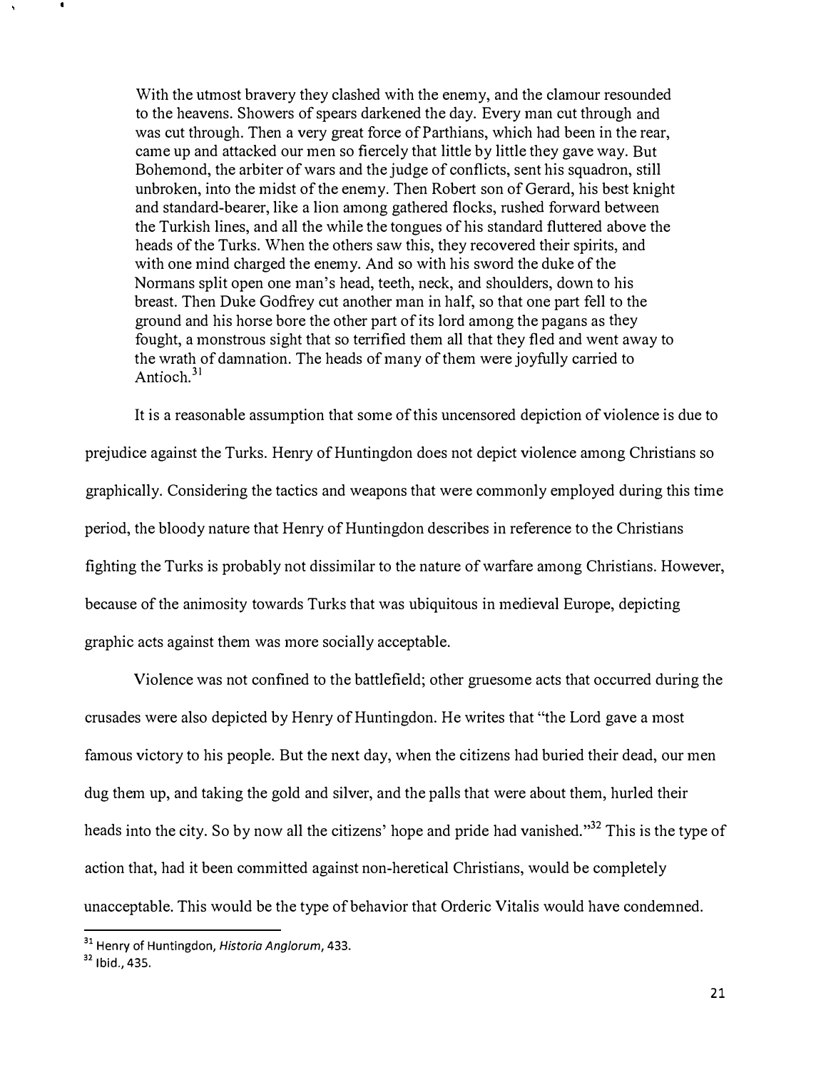> With the utmost bravery they clashed with the enemy, and the clamour resounded to the heavens. Showers of spears darkened the day. Every man cut through and was cut through. Then a very great force of Parthians, which had been in the rear, came up and attacked our men so fiercely that little by little they gave way. But Bohemond, the arbiter of wars and the judge of conflicts, sent his squadron, still unbroken, into the midst of the enemy. Then Robert son of Gerard, his best knight and standard-bearer, like a lion among gathered flocks, rushed forward between the Turkish lines, and all the while the tongues of his standard fluttered above the heads of the Turks. When the others saw this, they recovered their spirits, and with one mind charged the enemy. And so with his sword the duke of the Normans split open one man's head, teeth, neck, and shoulders, down to his breast. Then Duke Godfrey cut another man in half, so that one part fell to the ground and his horse bore the other part of its lord among the pagans as they fought, a monstrous sight that so terrified them all that they fled and went away to the wrath of damnation. The heads of many of them were joyfully carried to Antioch.[31]

It is a reasonable assumption that some of this uncensored depiction of violence is due to prejudice against the Turks. Henry of Huntingdon does not depict violence among Christians so graphically. Considering the tactics and weapons that were commonly employed during this time period, the bloody nature that Henry of Huntingdon describes in reference to the Christians fighting the Turks is probably not dissimilar to the nature of warfare among Christians. However, because of the animosity towards Turks that was ubiquitous in medieval Europe, depicting graphic acts against them was more socially acceptable.

Violence was not confined to the battlefield; other gruesome acts that occurred during the crusades were also depicted by Henry of Huntingdon. He writes that "the Lord gave a most famous victory to his people. But the next day, when the citizens had buried their dead, our men dug them up, and taking the gold and silver, and the palls that were about them, hurled their heads into the city. So by now all the citizens' hope and pride had vanished."[32] This is the type of action that, had it been committed against non-heretical Christians, would be completely unacceptable. This would be the type of behavior that Orderic Vitalis would have condemned.

---

[31] Henry of Huntingdon, *Historia Anglorum*, 433.

[32] Ibid., 435.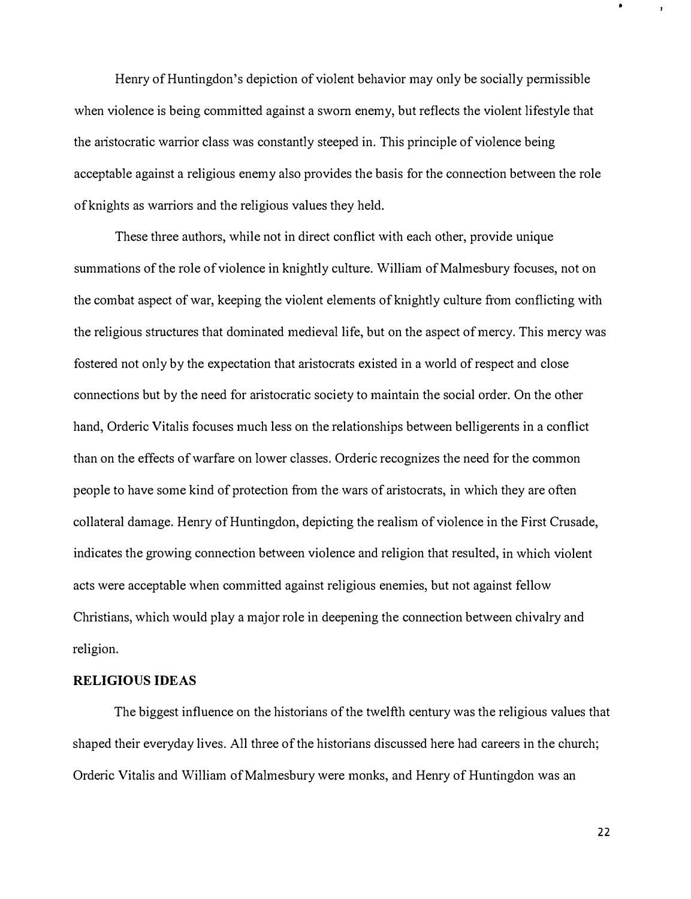Henry of Huntingdon's depiction of violent behavior may only be socially permissible when violence is being committed against a sworn enemy, but reflects the violent lifestyle that the aristocratic warrior class was constantly steeped in. This principle of violence being acceptable against a religious enemy also provides the basis for the connection between the role of knights as warriors and the religious values they held.

These three authors, while not in direct conflict with each other, provide unique summations of the role of violence in knightly culture. William of Malmesbury focuses, not on the combat aspect of war, keeping the violent elements of knightly culture from conflicting with the religious structures that dominated medieval life, but on the aspect of mercy. This mercy was fostered not only by the expectation that aristocrats existed in a world of respect and close connections but by the need for aristocratic society to maintain the social order. On the other hand, Orderic Vitalis focuses much less on the relationships between belligerents in a conflict than on the effects of warfare on lower classes. Orderic recognizes the need for the common people to have some kind of protection from the wars of aristocrats, in which they are often collateral damage. Henry of Huntingdon, depicting the realism of violence in the First Crusade, indicates the growing connection between violence and religion that resulted, in which violent acts were acceptable when committed against religious enemies, but not against fellow Christians, which would play a major role in deepening the connection between chivalry and religion.

## RELIGIOUS IDEAS

The biggest influence on the historians of the twelfth century was the religious values that shaped their everyday lives. All three of the historians discussed here had careers in the church; Orderic Vitalis and William of Malmesbury were monks, and Henry of Huntingdon was an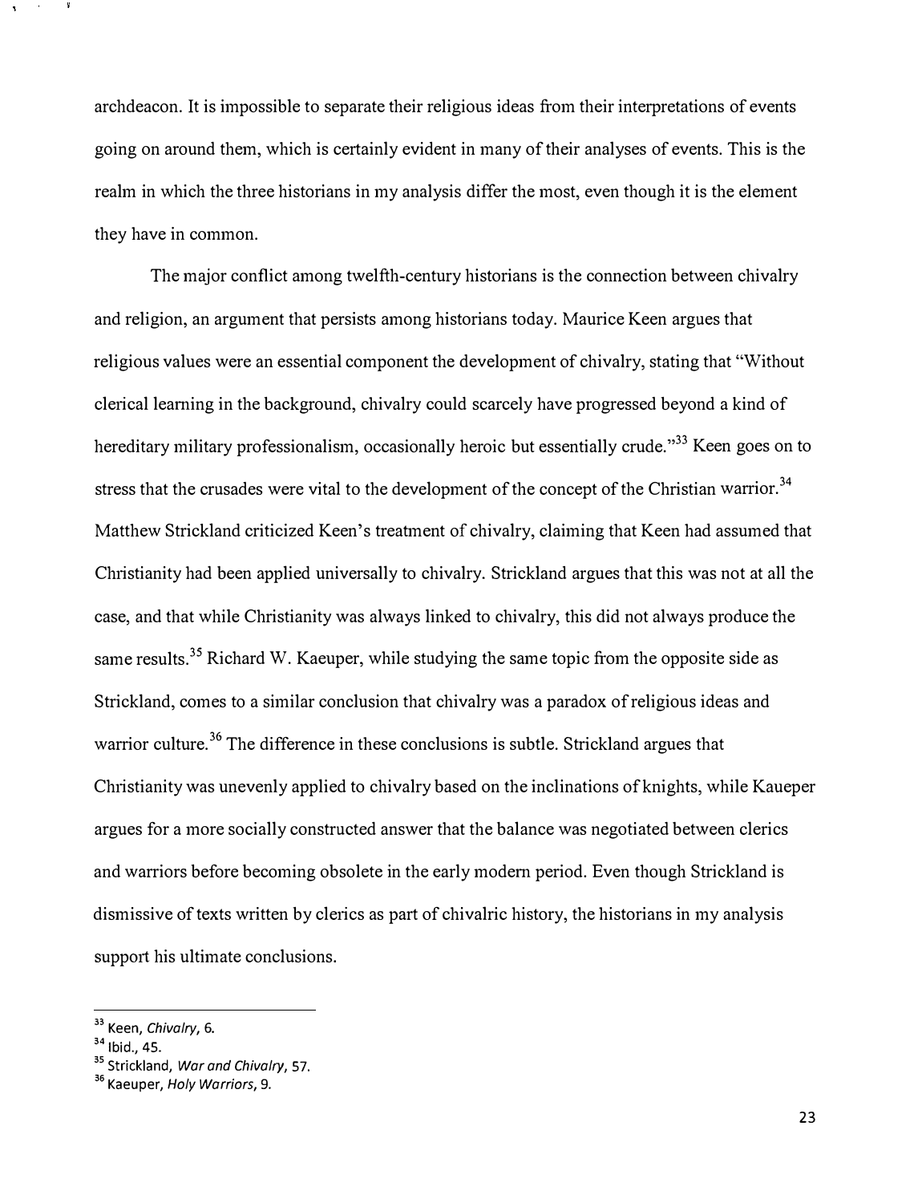archdeacon. It is impossible to separate their religious ideas from their interpretations of events going on around them, which is certainly evident in many of their analyses of events. This is the realm in which the three historians in my analysis differ the most, even though it is the element they have in common.

The major conflict among twelfth-century historians is the connection between chivalry and religion, an argument that persists among historians today. Maurice Keen argues that religious values were an essential component the development of chivalry, stating that "Without clerical learning in the background, chivalry could scarcely have progressed beyond a kind of hereditary military professionalism, occasionally heroic but essentially crude."[33] Keen goes on to stress that the crusades were vital to the development of the concept of the Christian warrior.[34] Matthew Strickland criticized Keen's treatment of chivalry, claiming that Keen had assumed that Christianity had been applied universally to chivalry. Strickland argues that this was not at all the case, and that while Christianity was always linked to chivalry, this did not always produce the same results.[35] Richard W. Kaeuper, while studying the same topic from the opposite side as Strickland, comes to a similar conclusion that chivalry was a paradox of religious ideas and warrior culture.[36] The difference in these conclusions is subtle. Strickland argues that Christianity was unevenly applied to chivalry based on the inclinations of knights, while Kaeuper argues for a more socially constructed answer that the balance was negotiated between clerics and warriors before becoming obsolete in the early modern period. Even though Strickland is dismissive of texts written by clerics as part of chivalric history, the historians in my analysis support his ultimate conclusions.

---

[33] Keen, *Chivalry*, 6.
[34] Ibid., 45.
[35] Strickland, *War and Chivalry*, 57.
[36] Kaeuper, *Holy Warriors*, 9.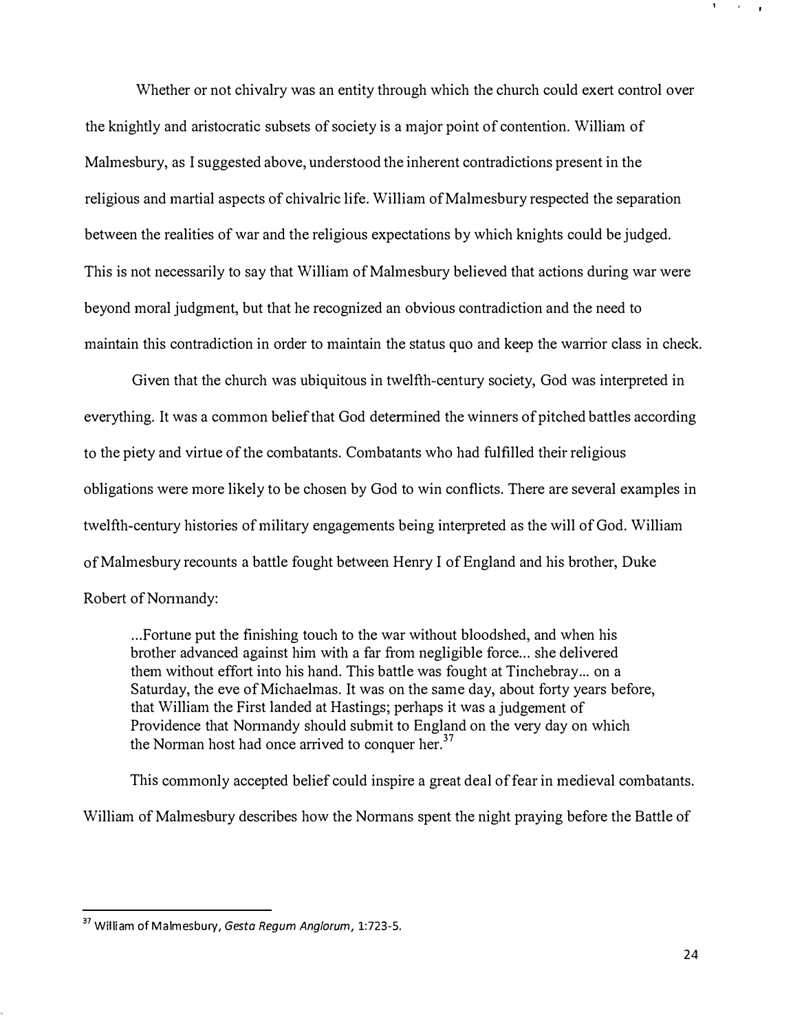Whether or not chivalry was an entity through which the church could exert control over the knightly and aristocratic subsets of society is a major point of contention. William of Malmesbury, as I suggested above, understood the inherent contradictions present in the religious and martial aspects of chivalric life. William of Malmesbury respected the separation between the realities of war and the religious expectations by which knights could be judged. This is not necessarily to say that William of Malmesbury believed that actions during war were beyond moral judgment, but that he recognized an obvious contradiction and the need to maintain this contradiction in order to maintain the status quo and keep the warrior class in check.

Given that the church was ubiquitous in twelfth-century society, God was interpreted in everything. It was a common belief that God determined the winners of pitched battles according to the piety and virtue of the combatants. Combatants who had fulfilled their religious obligations were more likely to be chosen by God to win conflicts. There are several examples in twelfth-century histories of military engagements being interpreted as the will of God. William of Malmesbury recounts a battle fought between Henry I of England and his brother, Duke Robert of Normandy:

> ...Fortune put the finishing touch to the war without bloodshed, and when his brother advanced against him with a far from negligible force... she delivered them without effort into his hand. This battle was fought at Tinchebray... on a Saturday, the eve of Michaelmas. It was on the same day, about forty years before, that William the First landed at Hastings; perhaps it was a judgement of Providence that Normandy should submit to England on the very day on which the Norman host had once arrived to conquer her.[37]

This commonly accepted belief could inspire a great deal of fear in medieval combatants. William of Malmesbury describes how the Normans spent the night praying before the Battle of

[37] William of Malmesbury, *Gesta Regum Anglorum*, 1:723-5.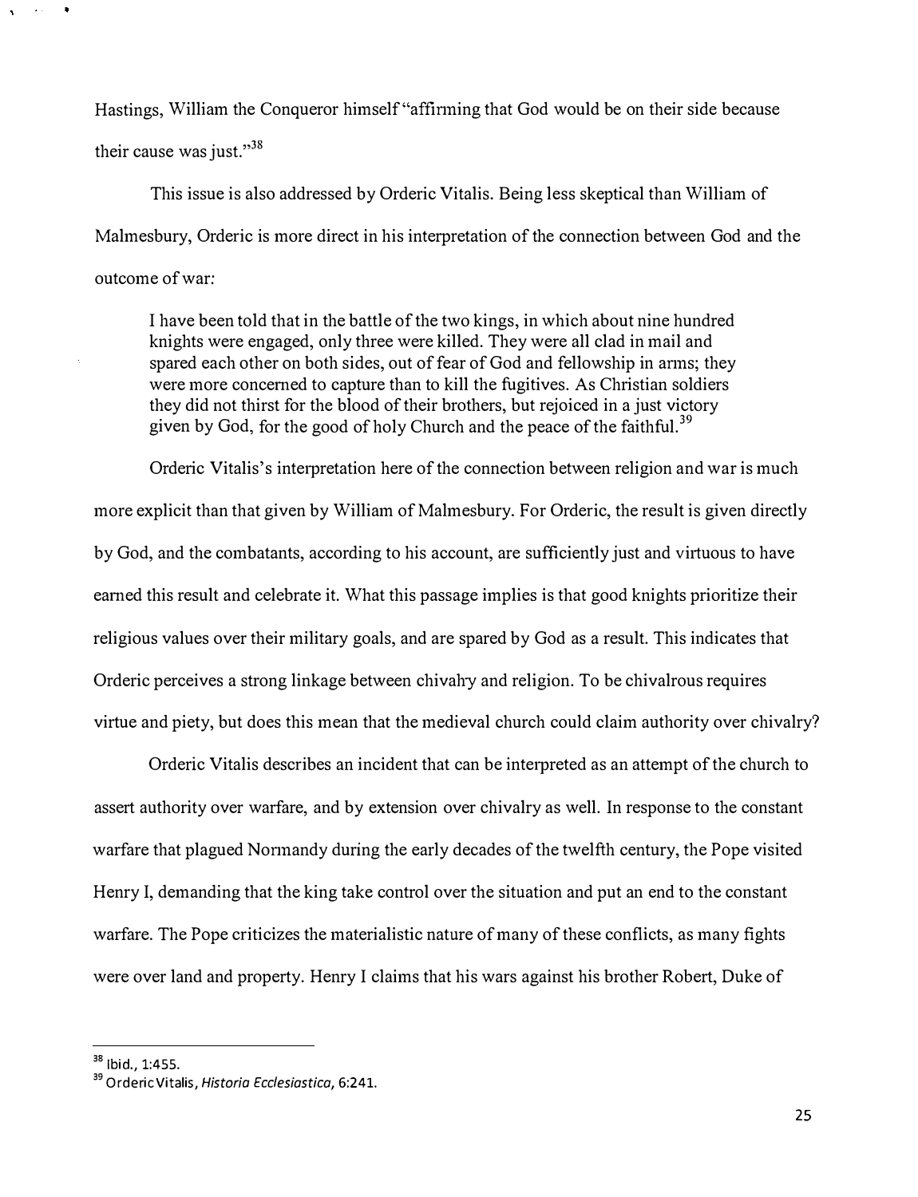Hastings, William the Conqueror himself "affirming that God would be on their side because their cause was just."[38]

This issue is also addressed by Orderic Vitalis. Being less skeptical than William of Malmesbury, Orderic is more direct in his interpretation of the connection between God and the outcome of war:

> I have been told that in the battle of the two kings, in which about nine hundred knights were engaged, only three were killed. They were all clad in mail and spared each other on both sides, out of fear of God and fellowship in arms; they were more concerned to capture than to kill the fugitives. As Christian soldiers they did not thirst for the blood of their brothers, but rejoiced in a just victory given by God, for the good of holy Church and the peace of the faithful.[39]

Orderic Vitalis's interpretation here of the connection between religion and war is much more explicit than that given by William of Malmesbury. For Orderic, the result is given directly by God, and the combatants, according to his account, are sufficiently just and virtuous to have earned this result and celebrate it. What this passage implies is that good knights prioritize their religious values over their military goals, and are spared by God as a result. This indicates that Orderic perceives a strong linkage between chivalry and religion. To be chivalrous requires virtue and piety, but does this mean that the medieval church could claim authority over chivalry?

Orderic Vitalis describes an incident that can be interpreted as an attempt of the church to assert authority over warfare, and by extension over chivalry as well. In response to the constant warfare that plagued Normandy during the early decades of the twelfth century, the Pope visited Henry I, demanding that the king take control over the situation and put an end to the constant warfare. The Pope criticizes the materialistic nature of many of these conflicts, as many fights were over land and property. Henry I claims that his wars against his brother Robert, Duke of

---

[38] Ibid., 1:455.

[39] Orderic Vitalis, *Historia Ecclesiastica*, 6:241.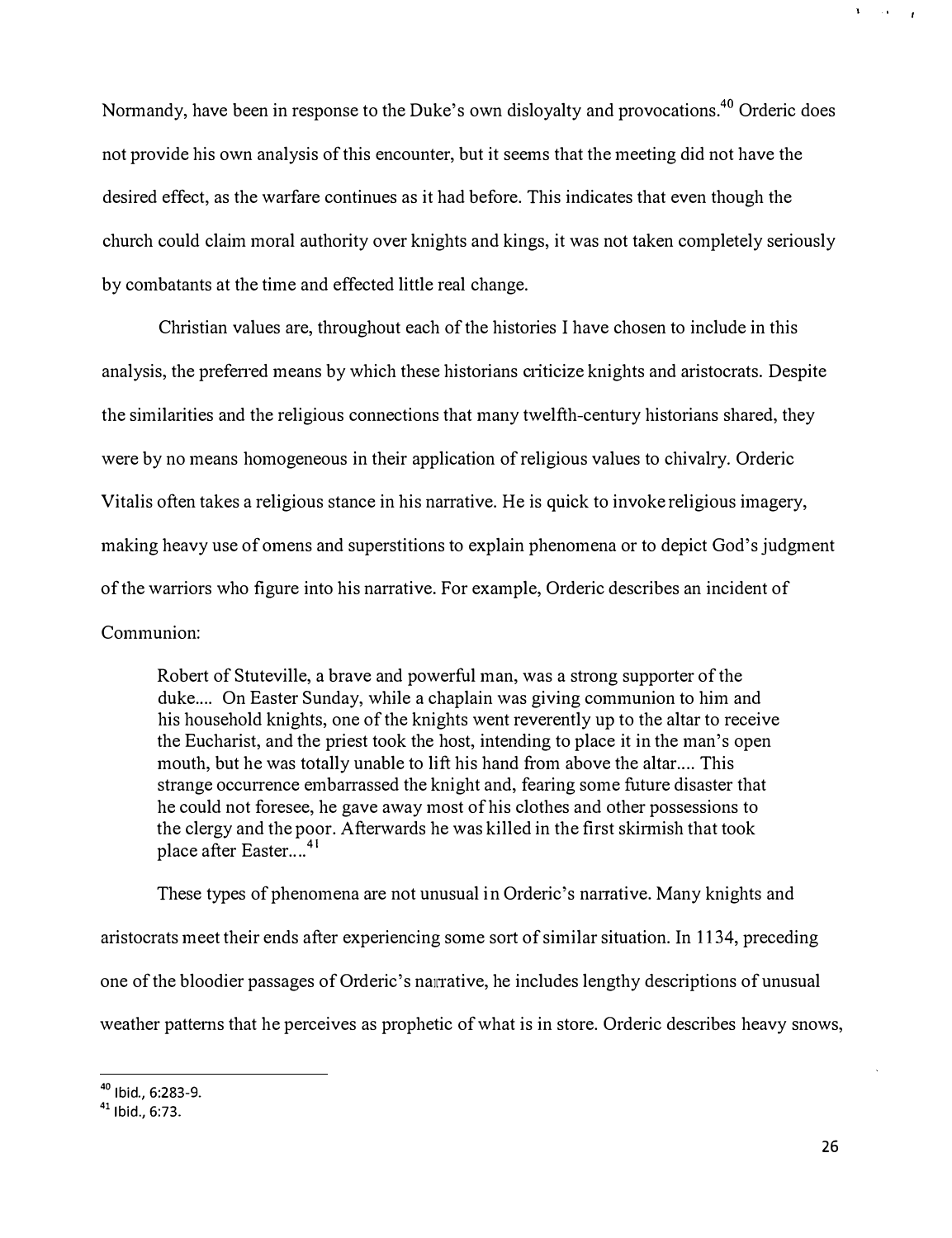Normandy, have been in response to the Duke's own disloyalty and provocations.[40] Orderic does not provide his own analysis of this encounter, but it seems that the meeting did not have the desired effect, as the warfare continues as it had before. This indicates that even though the church could claim moral authority over knights and kings, it was not taken completely seriously by combatants at the time and effected little real change.

Christian values are, throughout each of the histories I have chosen to include in this analysis, the preferred means by which these historians criticize knights and aristocrats. Despite the similarities and the religious connections that many twelfth-century historians shared, they were by no means homogeneous in their application of religious values to chivalry. Orderic Vitalis often takes a religious stance in his narrative. He is quick to invoke religious imagery, making heavy use of omens and superstitions to explain phenomena or to depict God's judgment of the warriors who figure into his narrative. For example, Orderic describes an incident of Communion:

> Robert of Stuteville, a brave and powerful man, was a strong supporter of the duke.... On Easter Sunday, while a chaplain was giving communion to him and his household knights, one of the knights went reverently up to the altar to receive the Eucharist, and the priest took the host, intending to place it in the man's open mouth, but he was totally unable to lift his hand from above the altar.... This strange occurrence embarrassed the knight and, fearing some future disaster that he could not foresee, he gave away most of his clothes and other possessions to the clergy and the poor. Afterwards he was killed in the first skirmish that took place after Easter....[41]

These types of phenomena are not unusual in Orderic's narrative. Many knights and aristocrats meet their ends after experiencing some sort of similar situation. In 1134, preceding one of the bloodier passages of Orderic's narrative, he includes lengthy descriptions of unusual weather patterns that he perceives as prophetic of what is in store. Orderic describes heavy snows,

---

[40] Ibid., 6:283-9.

[41] Ibid., 6:73.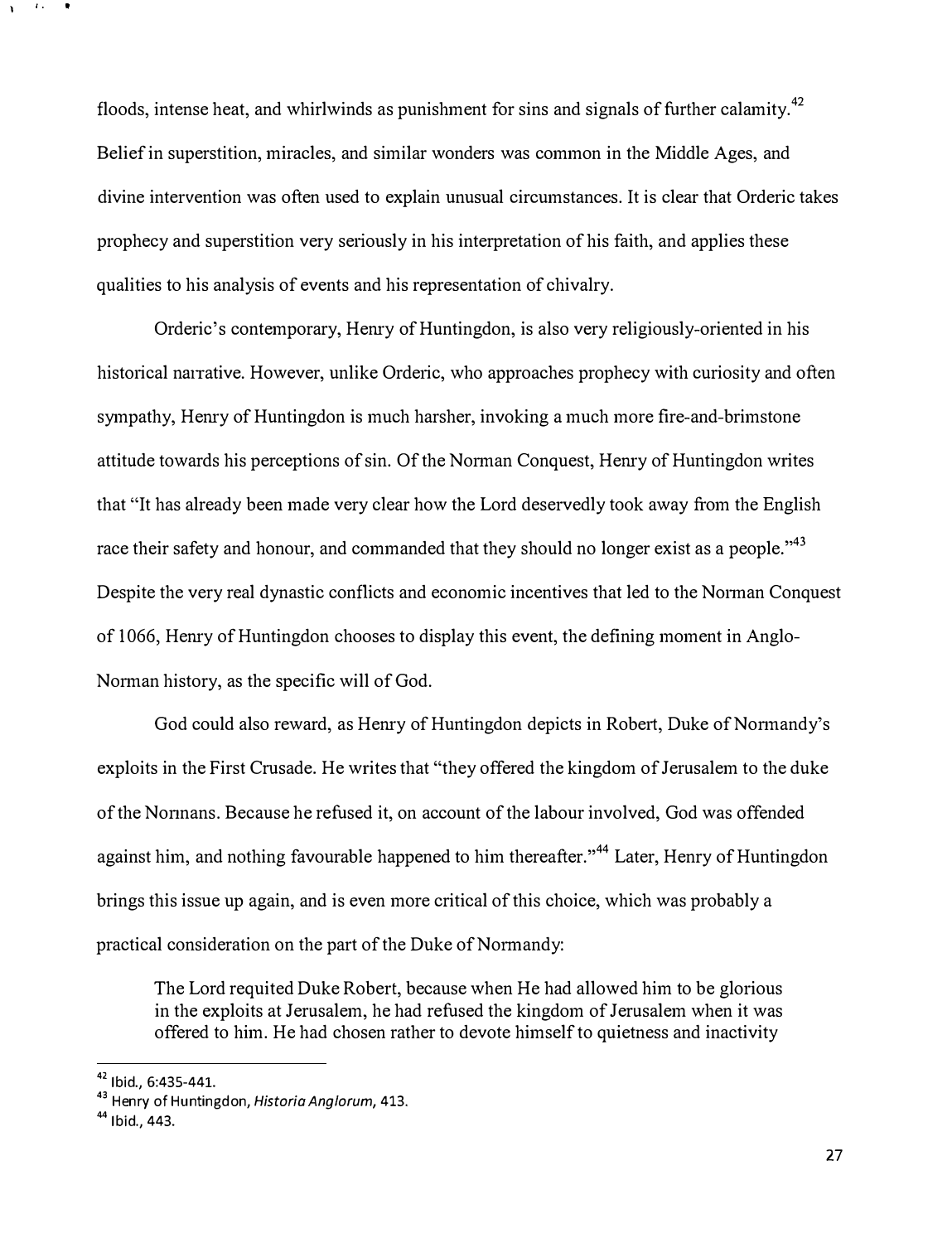floods, intense heat, and whirlwinds as punishment for sins and signals of further calamity.[42] Belief in superstition, miracles, and similar wonders was common in the Middle Ages, and divine intervention was often used to explain unusual circumstances. It is clear that Orderic takes prophecy and superstition very seriously in his interpretation of his faith, and applies these qualities to his analysis of events and his representation of chivalry.

Orderic's contemporary, Henry of Huntingdon, is also very religiously-oriented in his historical narrative. However, unlike Orderic, who approaches prophecy with curiosity and often sympathy, Henry of Huntingdon is much harsher, invoking a much more fire-and-brimstone attitude towards his perceptions of sin. Of the Norman Conquest, Henry of Huntingdon writes that "It has already been made very clear how the Lord deservedly took away from the English race their safety and honour, and commanded that they should no longer exist as a people."[43] Despite the very real dynastic conflicts and economic incentives that led to the Norman Conquest of 1066, Henry of Huntingdon chooses to display this event, the defining moment in Anglo-Norman history, as the specific will of God.

God could also reward, as Henry of Huntingdon depicts in Robert, Duke of Normandy's exploits in the First Crusade. He writes that "they offered the kingdom of Jerusalem to the duke of the Normans. Because he refused it, on account of the labour involved, God was offended against him, and nothing favourable happened to him thereafter."[44] Later, Henry of Huntingdon brings this issue up again, and is even more critical of this choice, which was probably a practical consideration on the part of the Duke of Normandy:

> The Lord requited Duke Robert, because when He had allowed him to be glorious in the exploits at Jerusalem, he had refused the kingdom of Jerusalem when it was offered to him. He had chosen rather to devote himself to quietness and inactivity

---

[42] Ibid., 6:435-441.

[43] Henry of Huntingdon, *Historia Anglorum*, 413.

[44] Ibid., 443.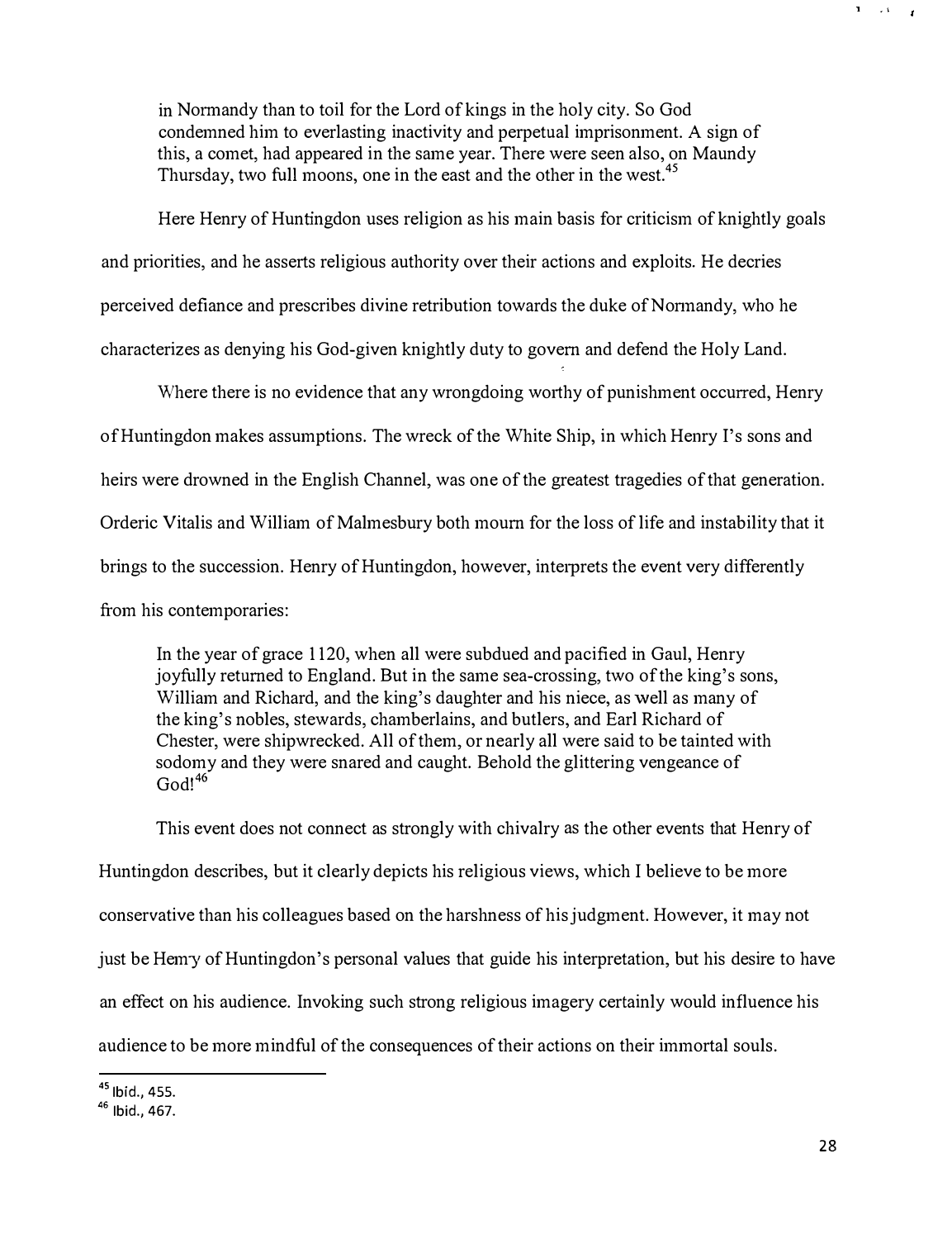> in Normandy than to toil for the Lord of kings in the holy city. So God condemned him to everlasting inactivity and perpetual imprisonment. A sign of this, a comet, had appeared in the same year. There were seen also, on Maundy Thursday, two full moons, one in the east and the other in the west.[45]

Here Henry of Huntingdon uses religion as his main basis for criticism of knightly goals and priorities, and he asserts religious authority over their actions and exploits. He decries perceived defiance and prescribes divine retribution towards the duke of Normandy, who he characterizes as denying his God-given knightly duty to govern and defend the Holy Land.

Where there is no evidence that any wrongdoing worthy of punishment occurred, Henry of Huntingdon makes assumptions. The wreck of the White Ship, in which Henry I's sons and heirs were drowned in the English Channel, was one of the greatest tragedies of that generation. Orderic Vitalis and William of Malmesbury both mourn for the loss of life and instability that it brings to the succession. Henry of Huntingdon, however, interprets the event very differently from his contemporaries:

> In the year of grace 1120, when all were subdued and pacified in Gaul, Henry joyfully returned to England. But in the same sea-crossing, two of the king's sons, William and Richard, and the king's daughter and his niece, as well as many of the king's nobles, stewards, chamberlains, and butlers, and Earl Richard of Chester, were shipwrecked. All of them, or nearly all were said to be tainted with sodomy and they were snared and caught. Behold the glittering vengeance of God![46]

This event does not connect as strongly with chivalry as the other events that Henry of Huntingdon describes, but it clearly depicts his religious views, which I believe to be more conservative than his colleagues based on the harshness of his judgment. However, it may not just be Henry of Huntingdon's personal values that guide his interpretation, but his desire to have an effect on his audience. Invoking such strong religious imagery certainly would influence his audience to be more mindful of the consequences of their actions on their immortal souls.

---

[45] Ibid., 455.

[46] Ibid., 467.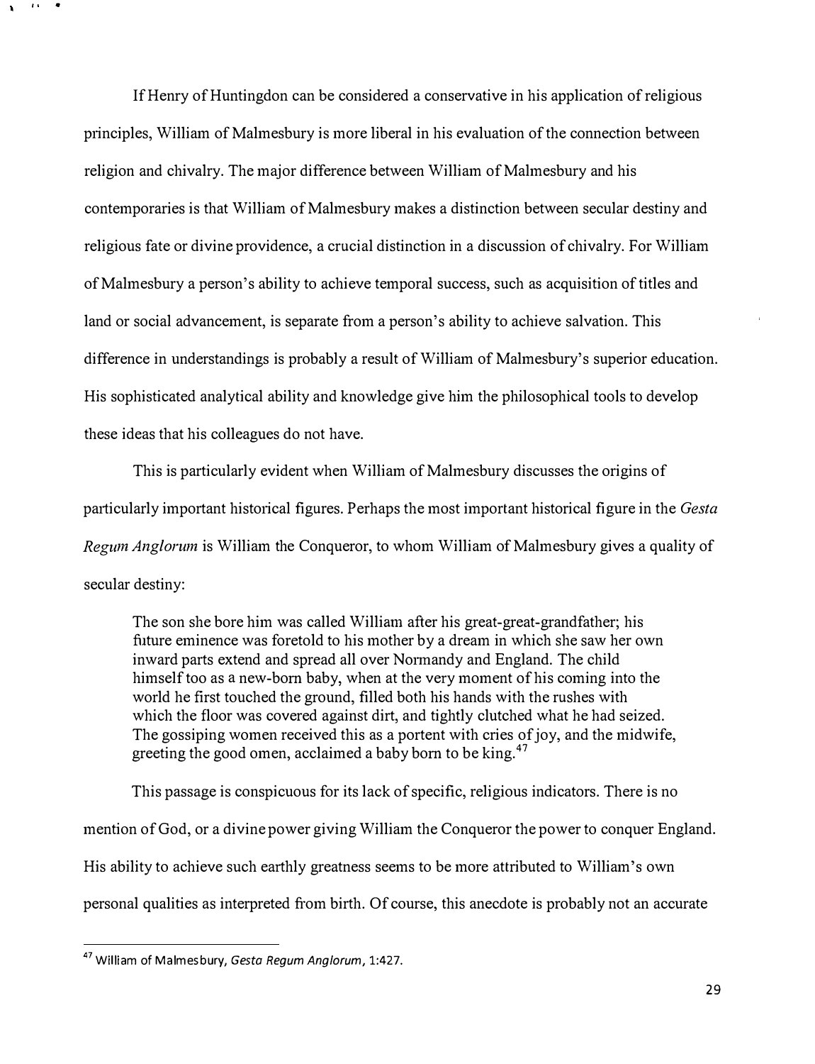If Henry of Huntingdon can be considered a conservative in his application of religious principles, William of Malmesbury is more liberal in his evaluation of the connection between religion and chivalry. The major difference between William of Malmesbury and his contemporaries is that William of Malmesbury makes a distinction between secular destiny and religious fate or divine providence, a crucial distinction in a discussion of chivalry. For William of Malmesbury a person's ability to achieve temporal success, such as acquisition of titles and land or social advancement, is separate from a person's ability to achieve salvation. This difference in understandings is probably a result of William of Malmesbury's superior education. His sophisticated analytical ability and knowledge give him the philosophical tools to develop these ideas that his colleagues do not have.

This is particularly evident when William of Malmesbury discusses the origins of particularly important historical figures. Perhaps the most important historical figure in the *Gesta Regum Anglorum* is William the Conqueror, to whom William of Malmesbury gives a quality of secular destiny:

> The son she bore him was called William after his great-great-grandfather; his future eminence was foretold to his mother by a dream in which she saw her own inward parts extend and spread all over Normandy and England. The child himself too as a new-born baby, when at the very moment of his coming into the world he first touched the ground, filled both his hands with the rushes with which the floor was covered against dirt, and tightly clutched what he had seized. The gossiping women received this as a portent with cries of joy, and the midwife, greeting the good omen, acclaimed a baby born to be king.[47]

This passage is conspicuous for its lack of specific, religious indicators. There is no mention of God, or a divine power giving William the Conqueror the power to conquer England. His ability to achieve such earthly greatness seems to be more attributed to William's own personal qualities as interpreted from birth. Of course, this anecdote is probably not an accurate

---

[47] William of Malmesbury, *Gesta Regum Anglorum*, 1:427.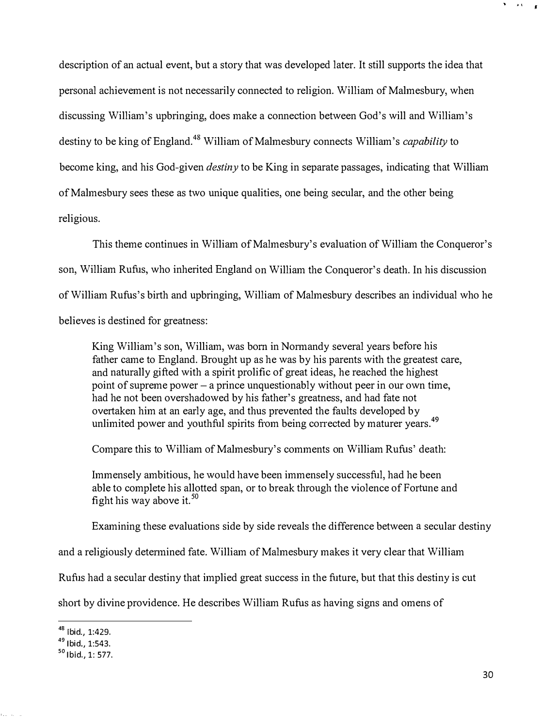description of an actual event, but a story that was developed later. It still supports the idea that personal achievement is not necessarily connected to religion. William of Malmesbury, when discussing William's upbringing, does make a connection between God's will and William's destiny to be king of England.[48] William of Malmesbury connects William's *capability* to become king, and his God-given *destiny* to be King in separate passages, indicating that William of Malmesbury sees these as two unique qualities, one being secular, and the other being religious.

This theme continues in William of Malmesbury's evaluation of William the Conqueror's son, William Rufus, who inherited England on William the Conqueror's death. In his discussion of William Rufus's birth and upbringing, William of Malmesbury describes an individual who he believes is destined for greatness:

> King William's son, William, was born in Normandy several years before his father came to England. Brought up as he was by his parents with the greatest care, and naturally gifted with a spirit prolific of great ideas, he reached the highest point of supreme power – a prince unquestionably without peer in our own time, had he not been overshadowed by his father's greatness, and had fate not overtaken him at an early age, and thus prevented the faults developed by unlimited power and youthful spirits from being corrected by maturer years.[49]

Compare this to William of Malmesbury's comments on William Rufus' death:

> Immensely ambitious, he would have been immensely successful, had he been able to complete his allotted span, or to break through the violence of Fortune and fight his way above it.[50]

Examining these evaluations side by side reveals the difference between a secular destiny and a religiously determined fate. William of Malmesbury makes it very clear that William Rufus had a secular destiny that implied great success in the future, but that this destiny is cut short by divine providence. He describes William Rufus as having signs and omens of

---

[48] Ibid., 1:429.

[49] Ibid., 1:543.

[50] Ibid., 1: 577.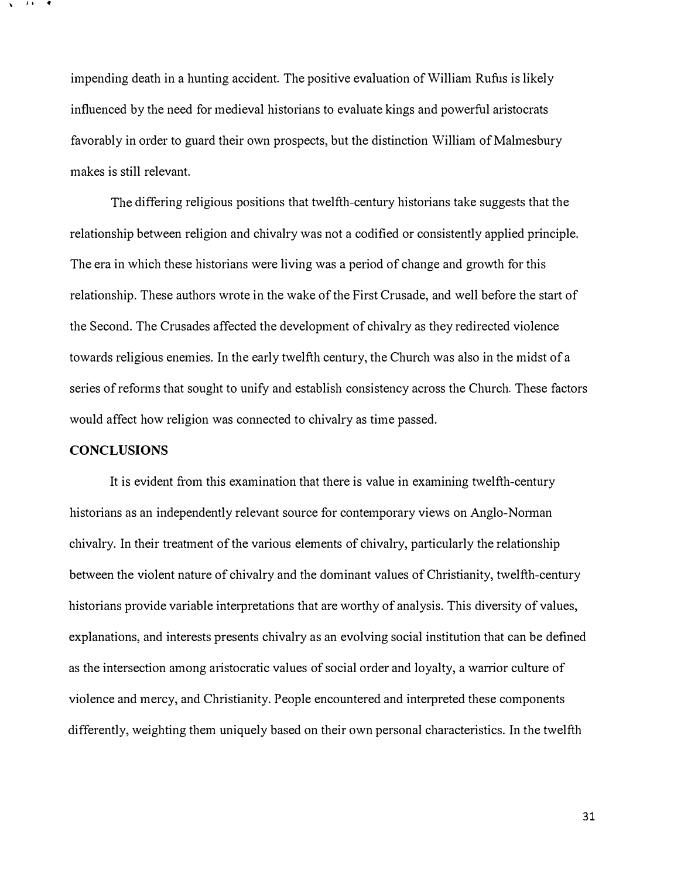impending death in a hunting accident. The positive evaluation of William Rufus is likely influenced by the need for medieval historians to evaluate kings and powerful aristocrats favorably in order to guard their own prospects, but the distinction William of Malmesbury makes is still relevant.

The differing religious positions that twelfth-century historians take suggests that the relationship between religion and chivalry was not a codified or consistently applied principle. The era in which these historians were living was a period of change and growth for this relationship. These authors wrote in the wake of the First Crusade, and well before the start of the Second. The Crusades affected the development of chivalry as they redirected violence towards religious enemies. In the early twelfth century, the Church was also in the midst of a series of reforms that sought to unify and establish consistency across the Church. These factors would affect how religion was connected to chivalry as time passed.

## CONCLUSIONS

It is evident from this examination that there is value in examining twelfth-century historians as an independently relevant source for contemporary views on Anglo-Norman chivalry. In their treatment of the various elements of chivalry, particularly the relationship between the violent nature of chivalry and the dominant values of Christianity, twelfth-century historians provide variable interpretations that are worthy of analysis. This diversity of values, explanations, and interests presents chivalry as an evolving social institution that can be defined as the intersection among aristocratic values of social order and loyalty, a warrior culture of violence and mercy, and Christianity. People encountered and interpreted these components differently, weighting them uniquely based on their own personal characteristics. In the twelfth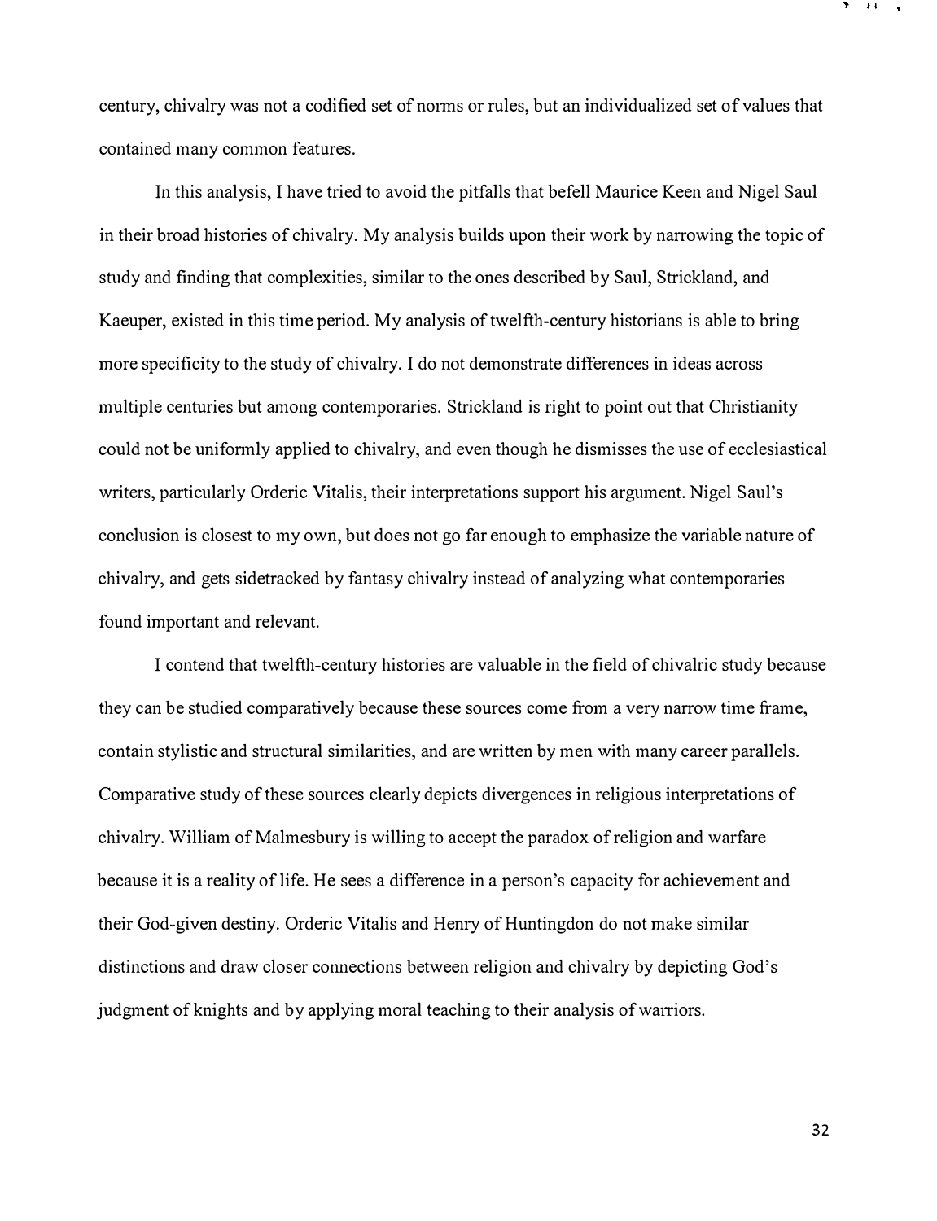century, chivalry was not a codified set of norms or rules, but an individualized set of values that contained many common features.

In this analysis, I have tried to avoid the pitfalls that befell Maurice Keen and Nigel Saul in their broad histories of chivalry. My analysis builds upon their work by narrowing the topic of study and finding that complexities, similar to the ones described by Saul, Strickland, and Kaeuper, existed in this time period. My analysis of twelfth-century historians is able to bring more specificity to the study of chivalry. I do not demonstrate differences in ideas across multiple centuries but among contemporaries. Strickland is right to point out that Christianity could not be uniformly applied to chivalry, and even though he dismisses the use of ecclesiastical writers, particularly Orderic Vitalis, their interpretations support his argument. Nigel Saul's conclusion is closest to my own, but does not go far enough to emphasize the variable nature of chivalry, and gets sidetracked by fantasy chivalry instead of analyzing what contemporaries found important and relevant.

I contend that twelfth-century histories are valuable in the field of chivalric study because they can be studied comparatively because these sources come from a very narrow time frame, contain stylistic and structural similarities, and are written by men with many career parallels. Comparative study of these sources clearly depicts divergences in religious interpretations of chivalry. William of Malmesbury is willing to accept the paradox of religion and warfare because it is a reality of life. He sees a difference in a person's capacity for achievement and their God-given destiny. Orderic Vitalis and Henry of Huntingdon do not make similar distinctions and draw closer connections between religion and chivalry by depicting God's judgment of knights and by applying moral teaching to their analysis of warriors.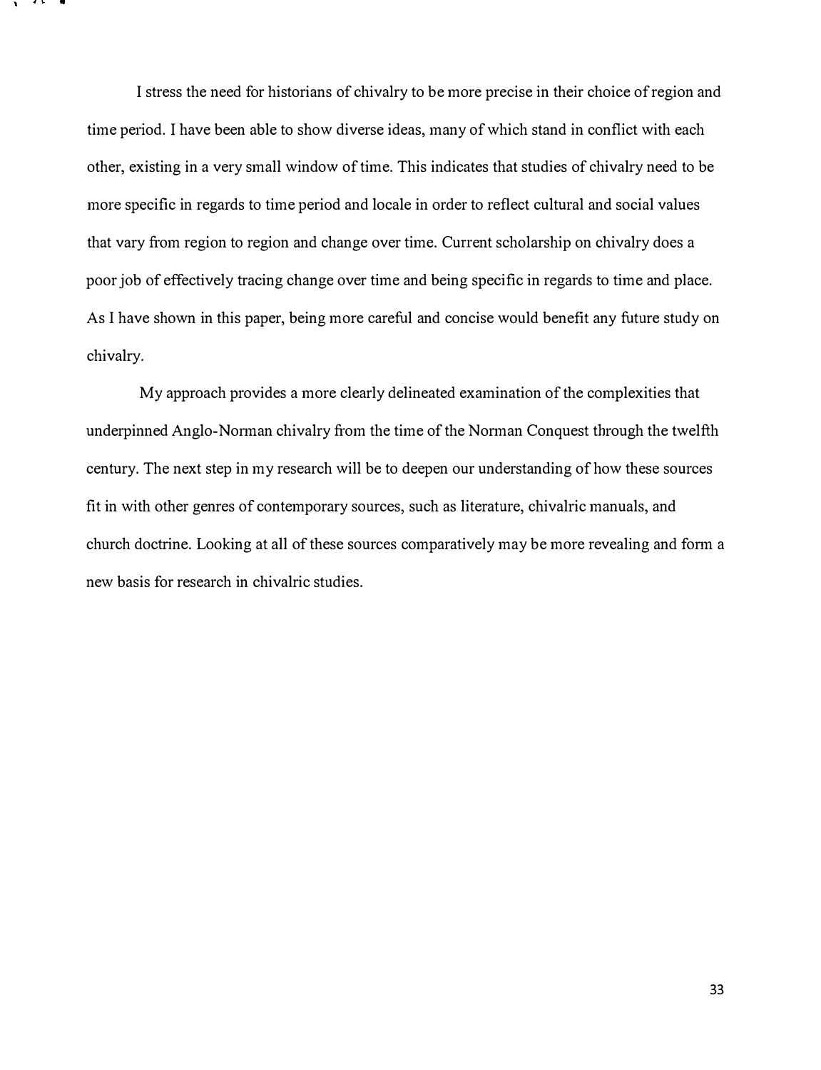I stress the need for historians of chivalry to be more precise in their choice of region and time period. I have been able to show diverse ideas, many of which stand in conflict with each other, existing in a very small window of time. This indicates that studies of chivalry need to be more specific in regards to time period and locale in order to reflect cultural and social values that vary from region to region and change over time. Current scholarship on chivalry does a poor job of effectively tracing change over time and being specific in regards to time and place. As I have shown in this paper, being more careful and concise would benefit any future study on chivalry.

My approach provides a more clearly delineated examination of the complexities that underpinned Anglo-Norman chivalry from the time of the Norman Conquest through the twelfth century. The next step in my research will be to deepen our understanding of how these sources fit in with other genres of contemporary sources, such as literature, chivalric manuals, and church doctrine. Looking at all of these sources comparatively may be more revealing and form a new basis for research in chivalric studies.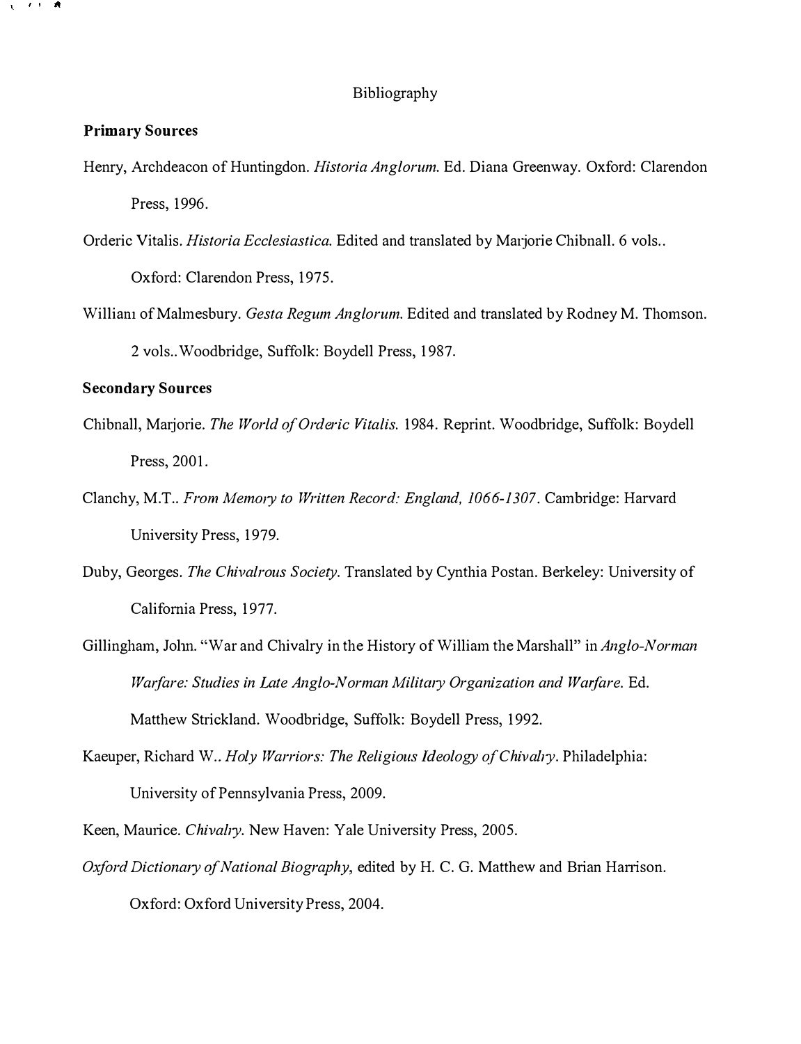# Bibliography

## Primary Sources

Henry, Archdeacon of Huntingdon. *Historia Anglorum.* Ed. Diana Greenway. Oxford: Clarendon Press, 1996.

Orderic Vitalis. *Historia Ecclesiastica.* Edited and translated by Marjorie Chibnall. 6 vols.. Oxford: Clarendon Press, 1975.

William of Malmesbury. *Gesta Regum Anglorum.* Edited and translated by Rodney M. Thomson. 2 vols.. Woodbridge, Suffolk: Boydell Press, 1987.

## Secondary Sources

Chibnall, Marjorie. *The World of Orderic Vitalis.* 1984. Reprint. Woodbridge, Suffolk: Boydell Press, 2001.

Clanchy, M.T.. *From Memory to Written Record: England, 1066-1307*. Cambridge: Harvard University Press, 1979.

Duby, Georges. *The Chivalrous Society.* Translated by Cynthia Postan. Berkeley: University of California Press, 1977.

Gillingham, John. "War and Chivalry in the History of William the Marshall" in *Anglo-Norman Warfare: Studies in Late Anglo-Norman Military Organization and Warfare.* Ed. Matthew Strickland. Woodbridge, Suffolk: Boydell Press, 1992.

Kaeuper, Richard W.. *Holy Warriors: The Religious Ideology of Chivalry.* Philadelphia: University of Pennsylvania Press, 2009.

Keen, Maurice. *Chivalry.* New Haven: Yale University Press, 2005.

*Oxford Dictionary of National Biography*, edited by H. C. G. Matthew and Brian Harrison. Oxford: Oxford University Press, 2004.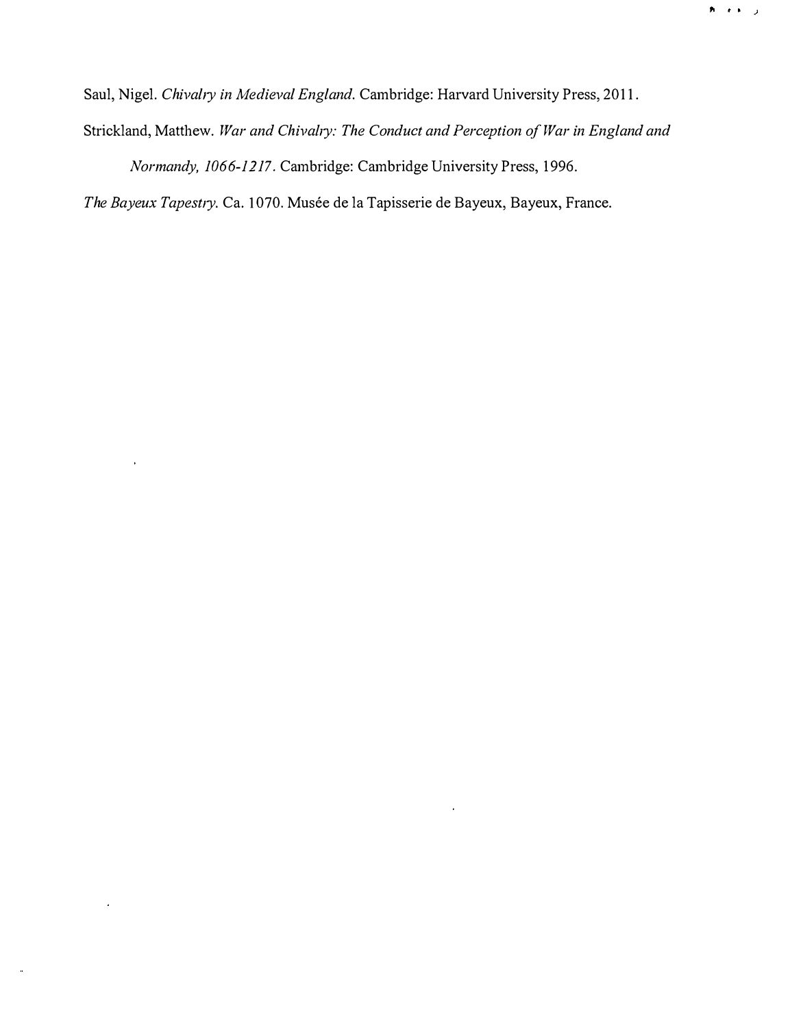Saul, Nigel. *Chivalry in Medieval England.* Cambridge: Harvard University Press, 2011.

Strickland, Matthew. *War and Chivalry: The Conduct and Perception of War in England and Normandy, 1066-1217.* Cambridge: Cambridge University Press, 1996.

*The Bayeux Tapestry.* Ca. 1070. Musée de la Tapisserie de Bayeux, Bayeux, France.